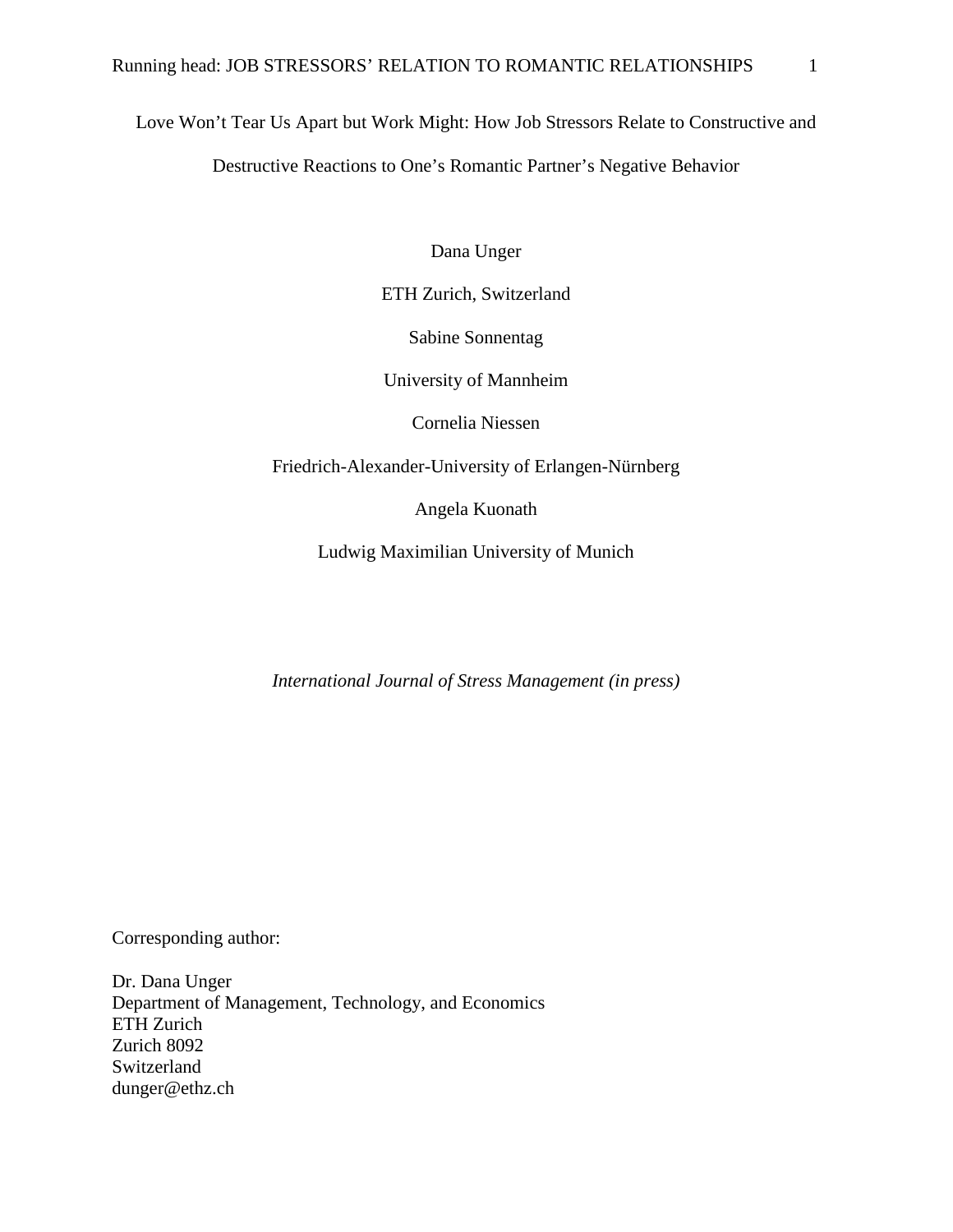# Love Won't Tear Us Apart but Work Might: How Job Stressors Relate to Constructive and Destructive Reactions to One's Romantic Partner's Negative Behavior

Dana Unger

ETH Zurich, Switzerland

Sabine Sonnentag

University of Mannheim

Cornelia Niessen

Friedrich-Alexander-University of Erlangen-Nürnberg

Angela Kuonath

Ludwig Maximilian University of Munich

*International Journal of Stress Management (in press)*

Corresponding author:

Dr. Dana Unger
Department of Management, Technology, and Economics
ETH Zurich
Zurich 8092
Switzerland
dunger@ethz.ch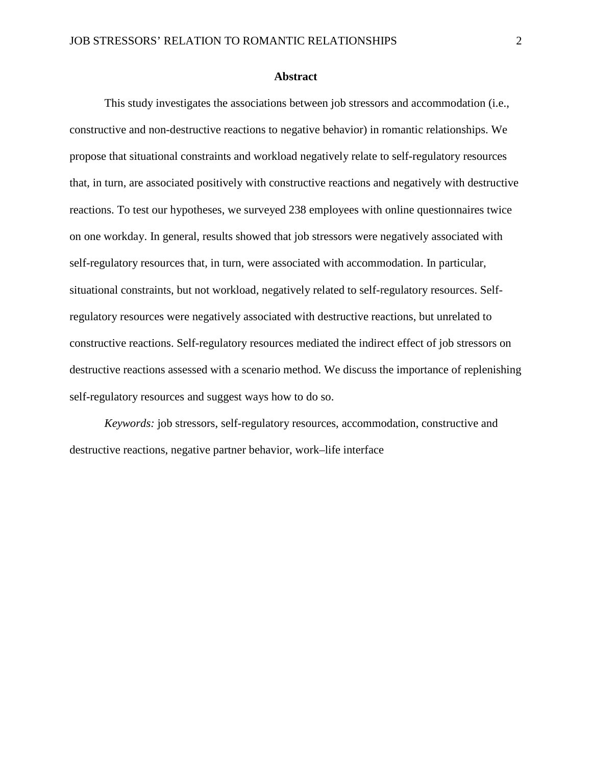## Abstract

This study investigates the associations between job stressors and accommodation (i.e., constructive and non-destructive reactions to negative behavior) in romantic relationships. We propose that situational constraints and workload negatively relate to self-regulatory resources that, in turn, are associated positively with constructive reactions and negatively with destructive reactions. To test our hypotheses, we surveyed 238 employees with online questionnaires twice on one workday. In general, results showed that job stressors were negatively associated with self-regulatory resources that, in turn, were associated with accommodation. In particular, situational constraints, but not workload, negatively related to self-regulatory resources. Self-regulatory resources were negatively associated with destructive reactions, but unrelated to constructive reactions. Self-regulatory resources mediated the indirect effect of job stressors on destructive reactions assessed with a scenario method. We discuss the importance of replenishing self-regulatory resources and suggest ways how to do so.

*Keywords:* job stressors, self-regulatory resources, accommodation, constructive and destructive reactions, negative partner behavior, work–life interface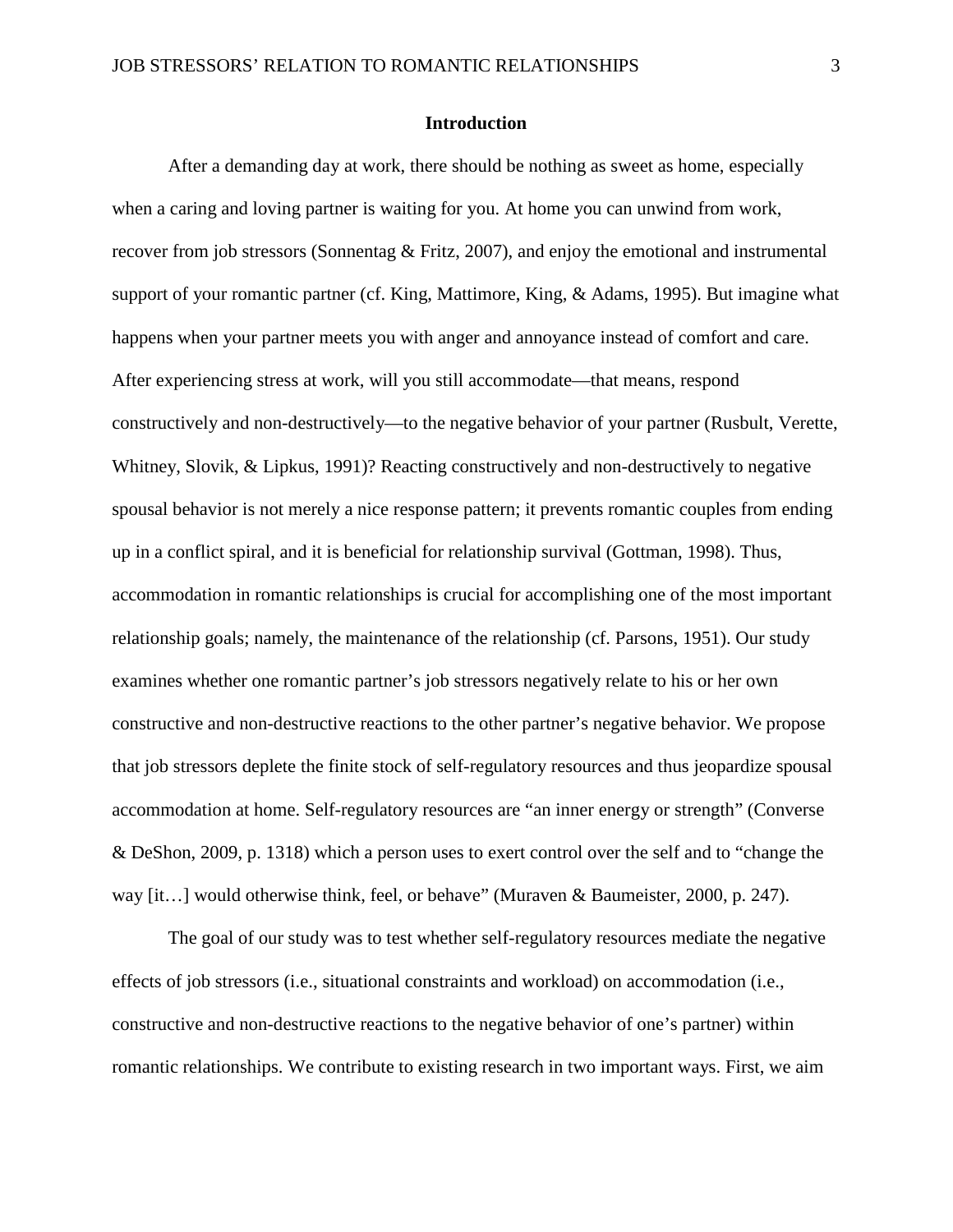## Introduction

After a demanding day at work, there should be nothing as sweet as home, especially when a caring and loving partner is waiting for you. At home you can unwind from work, recover from job stressors (Sonnentag & Fritz, 2007), and enjoy the emotional and instrumental support of your romantic partner (cf. King, Mattimore, King, & Adams, 1995). But imagine what happens when your partner meets you with anger and annoyance instead of comfort and care. After experiencing stress at work, will you still accommodate—that means, respond constructively and non-destructively—to the negative behavior of your partner (Rusbult, Verette, Whitney, Slovik, & Lipkus, 1991)? Reacting constructively and non-destructively to negative spousal behavior is not merely a nice response pattern; it prevents romantic couples from ending up in a conflict spiral, and it is beneficial for relationship survival (Gottman, 1998). Thus, accommodation in romantic relationships is crucial for accomplishing one of the most important relationship goals; namely, the maintenance of the relationship (cf. Parsons, 1951). Our study examines whether one romantic partner's job stressors negatively relate to his or her own constructive and non-destructive reactions to the other partner's negative behavior. We propose that job stressors deplete the finite stock of self-regulatory resources and thus jeopardize spousal accommodation at home. Self-regulatory resources are "an inner energy or strength" (Converse & DeShon, 2009, p. 1318) which a person uses to exert control over the self and to "change the way [it…] would otherwise think, feel, or behave" (Muraven & Baumeister, 2000, p. 247).

The goal of our study was to test whether self-regulatory resources mediate the negative effects of job stressors (i.e., situational constraints and workload) on accommodation (i.e., constructive and non-destructive reactions to the negative behavior of one's partner) within romantic relationships. We contribute to existing research in two important ways. First, we aim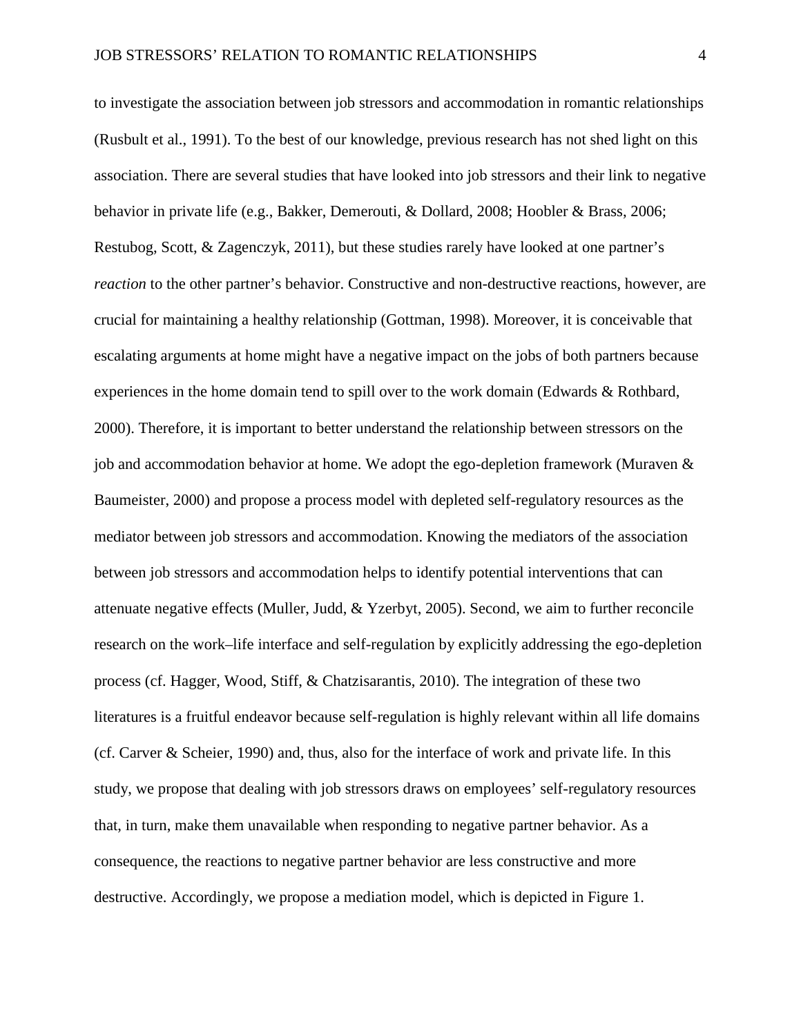to investigate the association between job stressors and accommodation in romantic relationships (Rusbult et al., 1991). To the best of our knowledge, previous research has not shed light on this association. There are several studies that have looked into job stressors and their link to negative behavior in private life (e.g., Bakker, Demerouti, & Dollard, 2008; Hoobler & Brass, 2006; Restubog, Scott, & Zagenczyk, 2011), but these studies rarely have looked at one partner's *reaction* to the other partner's behavior. Constructive and non-destructive reactions, however, are crucial for maintaining a healthy relationship (Gottman, 1998). Moreover, it is conceivable that escalating arguments at home might have a negative impact on the jobs of both partners because experiences in the home domain tend to spill over to the work domain (Edwards & Rothbard, 2000). Therefore, it is important to better understand the relationship between stressors on the job and accommodation behavior at home. We adopt the ego-depletion framework (Muraven & Baumeister, 2000) and propose a process model with depleted self-regulatory resources as the mediator between job stressors and accommodation. Knowing the mediators of the association between job stressors and accommodation helps to identify potential interventions that can attenuate negative effects (Muller, Judd, & Yzerbyt, 2005). Second, we aim to further reconcile research on the work–life interface and self-regulation by explicitly addressing the ego-depletion process (cf. Hagger, Wood, Stiff, & Chatzisarantis, 2010). The integration of these two literatures is a fruitful endeavor because self-regulation is highly relevant within all life domains (cf. Carver & Scheier, 1990) and, thus, also for the interface of work and private life. In this study, we propose that dealing with job stressors draws on employees' self-regulatory resources that, in turn, make them unavailable when responding to negative partner behavior. As a consequence, the reactions to negative partner behavior are less constructive and more destructive. Accordingly, we propose a mediation model, which is depicted in Figure 1.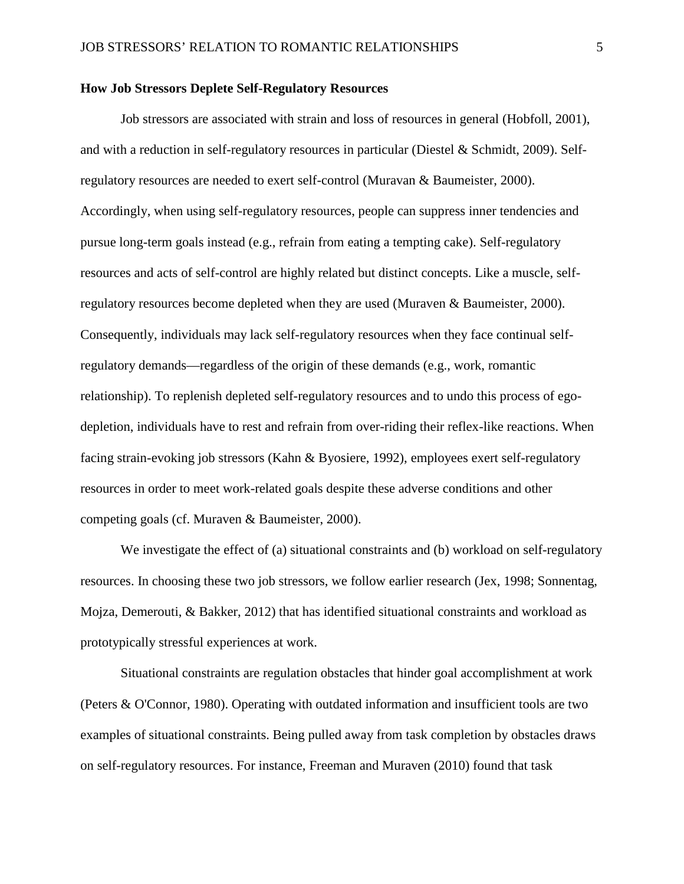**How Job Stressors Deplete Self-Regulatory Resources**

Job stressors are associated with strain and loss of resources in general (Hobfoll, 2001), and with a reduction in self-regulatory resources in particular (Diestel & Schmidt, 2009). Self-regulatory resources are needed to exert self-control (Muravan & Baumeister, 2000). Accordingly, when using self-regulatory resources, people can suppress inner tendencies and pursue long-term goals instead (e.g., refrain from eating a tempting cake). Self-regulatory resources and acts of self-control are highly related but distinct concepts. Like a muscle, self-regulatory resources become depleted when they are used (Muraven & Baumeister, 2000). Consequently, individuals may lack self-regulatory resources when they face continual self-regulatory demands—regardless of the origin of these demands (e.g., work, romantic relationship). To replenish depleted self-regulatory resources and to undo this process of ego-depletion, individuals have to rest and refrain from over-riding their reflex-like reactions. When facing strain-evoking job stressors (Kahn & Byosiere, 1992), employees exert self-regulatory resources in order to meet work-related goals despite these adverse conditions and other competing goals (cf. Muraven & Baumeister, 2000).

We investigate the effect of (a) situational constraints and (b) workload on self-regulatory resources. In choosing these two job stressors, we follow earlier research (Jex, 1998; Sonnentag, Mojza, Demerouti, & Bakker, 2012) that has identified situational constraints and workload as prototypically stressful experiences at work.

Situational constraints are regulation obstacles that hinder goal accomplishment at work (Peters & O'Connor, 1980). Operating with outdated information and insufficient tools are two examples of situational constraints. Being pulled away from task completion by obstacles draws on self-regulatory resources. For instance, Freeman and Muraven (2010) found that task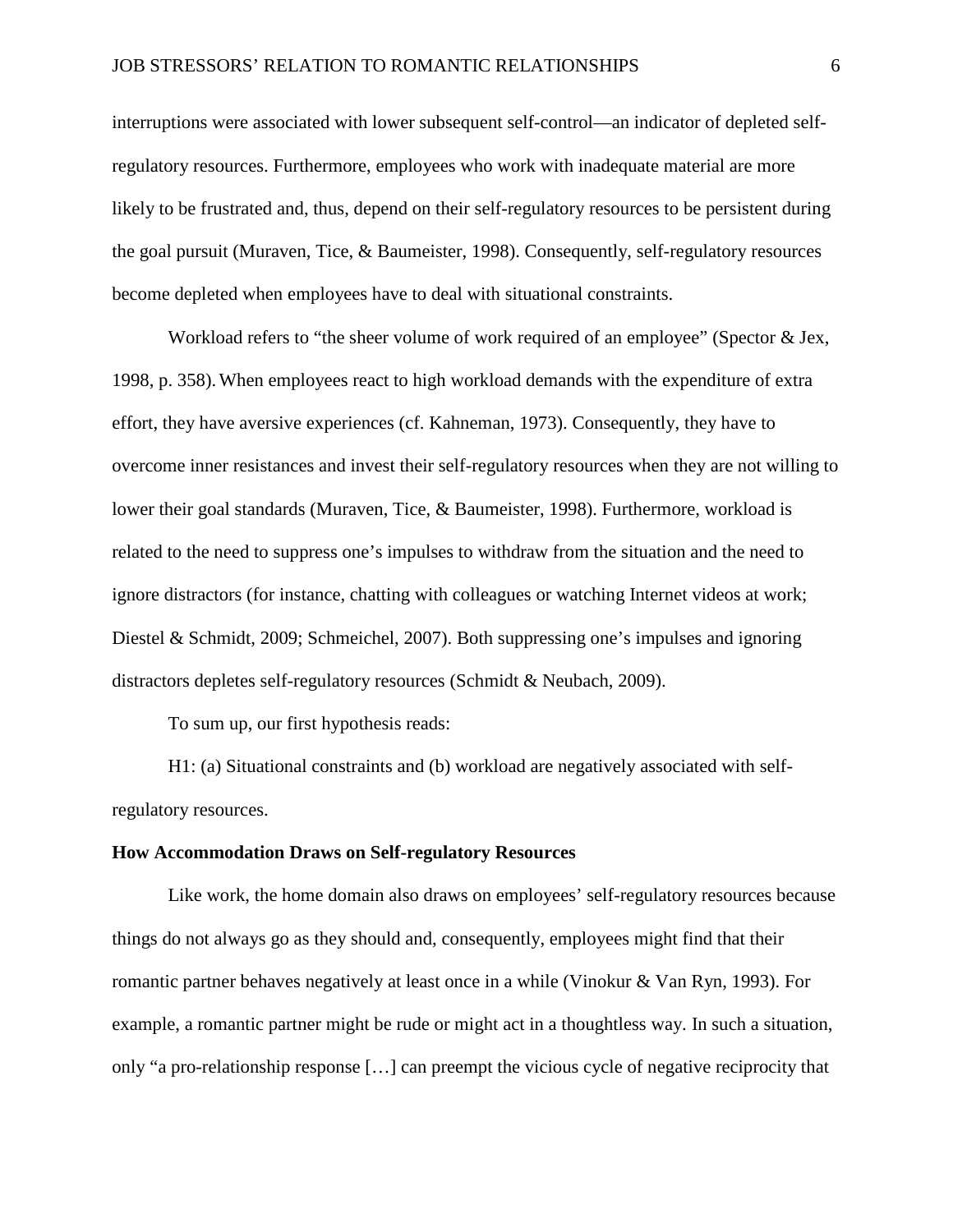interruptions were associated with lower subsequent self-control—an indicator of depleted self-regulatory resources. Furthermore, employees who work with inadequate material are more likely to be frustrated and, thus, depend on their self-regulatory resources to be persistent during the goal pursuit (Muraven, Tice, & Baumeister, 1998). Consequently, self-regulatory resources become depleted when employees have to deal with situational constraints.

Workload refers to "the sheer volume of work required of an employee" (Spector & Jex, 1998, p. 358). When employees react to high workload demands with the expenditure of extra effort, they have aversive experiences (cf. Kahneman, 1973). Consequently, they have to overcome inner resistances and invest their self-regulatory resources when they are not willing to lower their goal standards (Muraven, Tice, & Baumeister, 1998). Furthermore, workload is related to the need to suppress one's impulses to withdraw from the situation and the need to ignore distractors (for instance, chatting with colleagues or watching Internet videos at work; Diestel & Schmidt, 2009; Schmeichel, 2007). Both suppressing one's impulses and ignoring distractors depletes self-regulatory resources (Schmidt & Neubach, 2009).

To sum up, our first hypothesis reads:

H1: (a) Situational constraints and (b) workload are negatively associated with self-regulatory resources.

**How Accommodation Draws on Self-regulatory Resources**

Like work, the home domain also draws on employees' self-regulatory resources because things do not always go as they should and, consequently, employees might find that their romantic partner behaves negatively at least once in a while (Vinokur & Van Ryn, 1993). For example, a romantic partner might be rude or might act in a thoughtless way. In such a situation, only "a pro-relationship response […] can preempt the vicious cycle of negative reciprocity that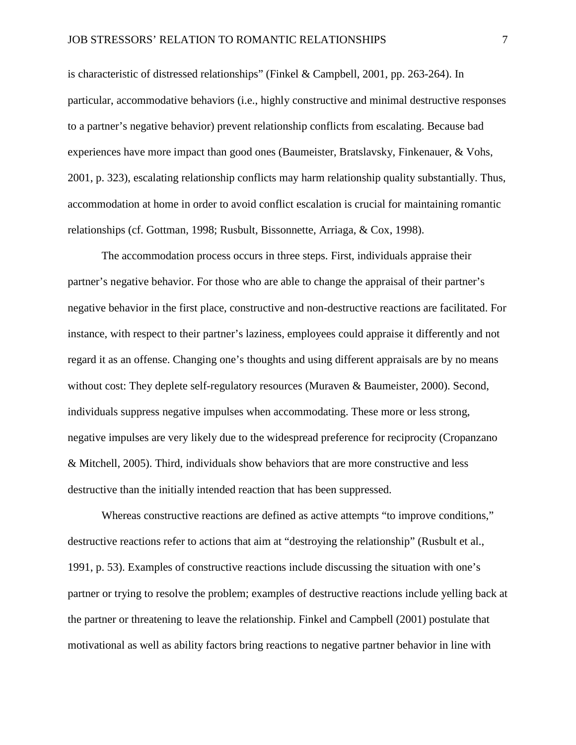is characteristic of distressed relationships" (Finkel & Campbell, 2001, pp. 263-264). In particular, accommodative behaviors (i.e., highly constructive and minimal destructive responses to a partner's negative behavior) prevent relationship conflicts from escalating. Because bad experiences have more impact than good ones (Baumeister, Bratslavsky, Finkenauer, & Vohs, 2001, p. 323), escalating relationship conflicts may harm relationship quality substantially. Thus, accommodation at home in order to avoid conflict escalation is crucial for maintaining romantic relationships (cf. Gottman, 1998; Rusbult, Bissonnette, Arriaga, & Cox, 1998).

The accommodation process occurs in three steps. First, individuals appraise their partner's negative behavior. For those who are able to change the appraisal of their partner's negative behavior in the first place, constructive and non-destructive reactions are facilitated. For instance, with respect to their partner's laziness, employees could appraise it differently and not regard it as an offense. Changing one's thoughts and using different appraisals are by no means without cost: They deplete self-regulatory resources (Muraven & Baumeister, 2000). Second, individuals suppress negative impulses when accommodating. These more or less strong, negative impulses are very likely due to the widespread preference for reciprocity (Cropanzano & Mitchell, 2005). Third, individuals show behaviors that are more constructive and less destructive than the initially intended reaction that has been suppressed.

Whereas constructive reactions are defined as active attempts "to improve conditions," destructive reactions refer to actions that aim at "destroying the relationship" (Rusbult et al., 1991, p. 53). Examples of constructive reactions include discussing the situation with one's partner or trying to resolve the problem; examples of destructive reactions include yelling back at the partner or threatening to leave the relationship. Finkel and Campbell (2001) postulate that motivational as well as ability factors bring reactions to negative partner behavior in line with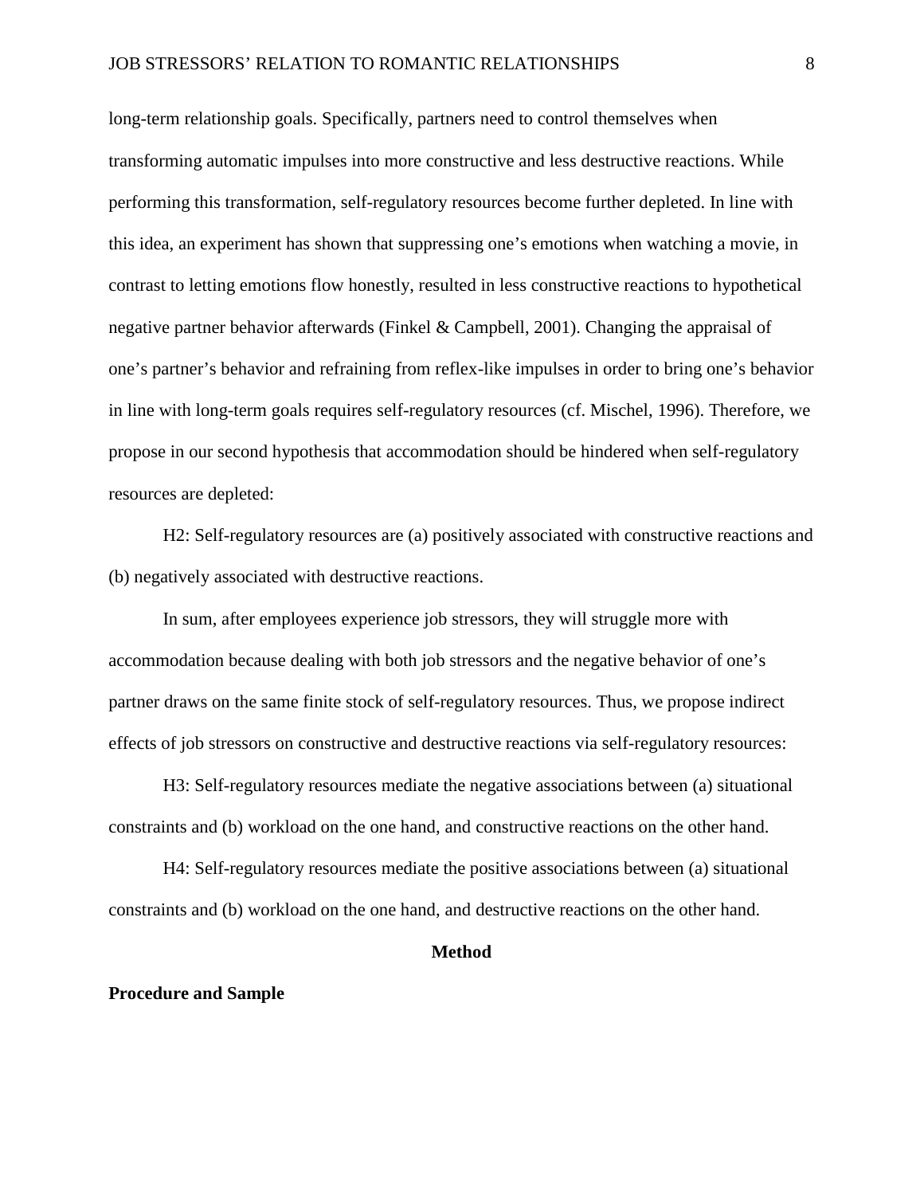long-term relationship goals. Specifically, partners need to control themselves when transforming automatic impulses into more constructive and less destructive reactions. While performing this transformation, self-regulatory resources become further depleted. In line with this idea, an experiment has shown that suppressing one's emotions when watching a movie, in contrast to letting emotions flow honestly, resulted in less constructive reactions to hypothetical negative partner behavior afterwards (Finkel & Campbell, 2001). Changing the appraisal of one's partner's behavior and refraining from reflex-like impulses in order to bring one's behavior in line with long-term goals requires self-regulatory resources (cf. Mischel, 1996). Therefore, we propose in our second hypothesis that accommodation should be hindered when self-regulatory resources are depleted:

H2: Self-regulatory resources are (a) positively associated with constructive reactions and (b) negatively associated with destructive reactions.

In sum, after employees experience job stressors, they will struggle more with accommodation because dealing with both job stressors and the negative behavior of one's partner draws on the same finite stock of self-regulatory resources. Thus, we propose indirect effects of job stressors on constructive and destructive reactions via self-regulatory resources:

H3: Self-regulatory resources mediate the negative associations between (a) situational constraints and (b) workload on the one hand, and constructive reactions on the other hand.

H4: Self-regulatory resources mediate the positive associations between (a) situational constraints and (b) workload on the one hand, and destructive reactions on the other hand.

# Method

## Procedure and Sample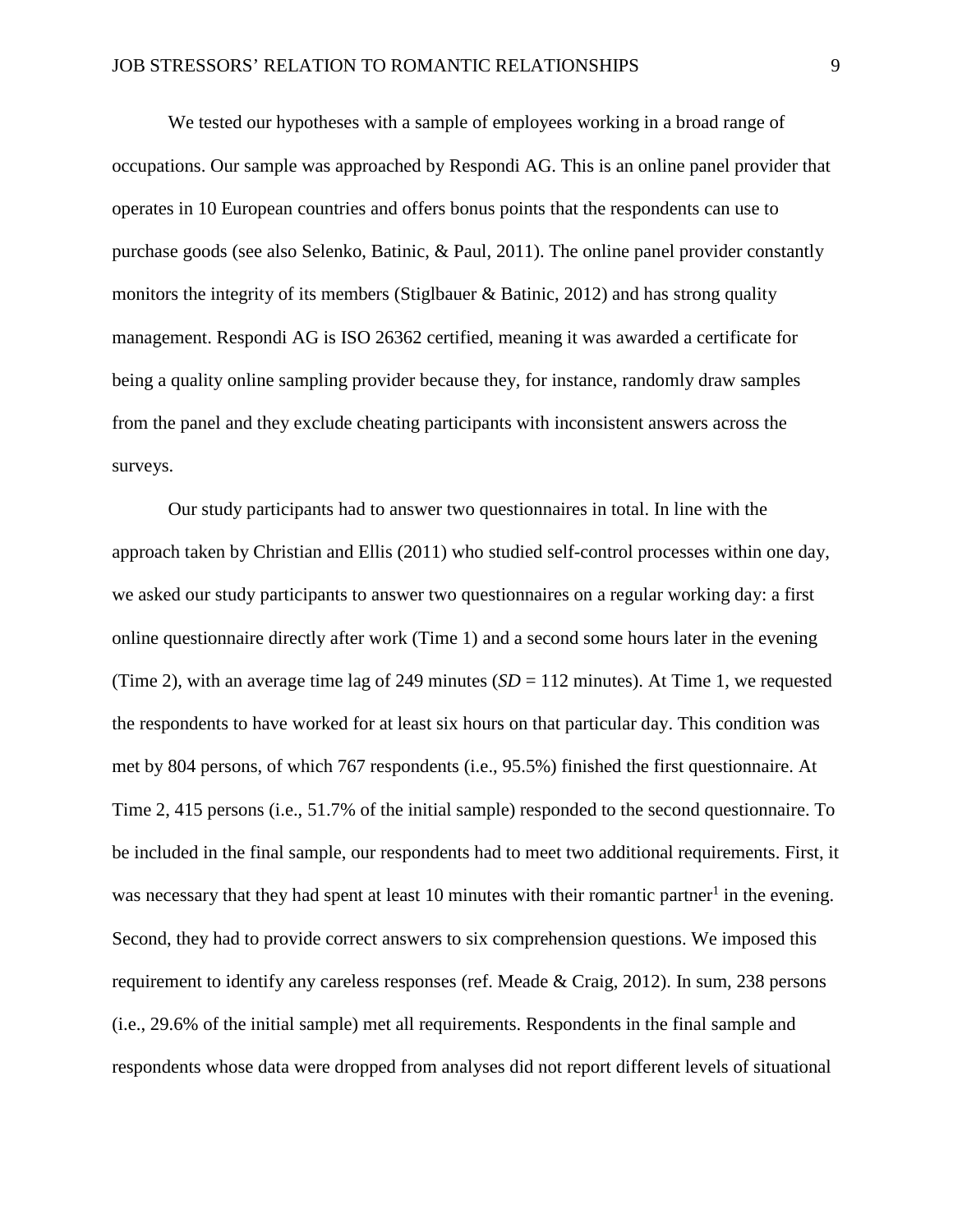We tested our hypotheses with a sample of employees working in a broad range of occupations. Our sample was approached by Respondi AG. This is an online panel provider that operates in 10 European countries and offers bonus points that the respondents can use to purchase goods (see also Selenko, Batinic, & Paul, 2011). The online panel provider constantly monitors the integrity of its members (Stiglbauer & Batinic, 2012) and has strong quality management. Respondi AG is ISO 26362 certified, meaning it was awarded a certificate for being a quality online sampling provider because they, for instance, randomly draw samples from the panel and they exclude cheating participants with inconsistent answers across the surveys.

Our study participants had to answer two questionnaires in total. In line with the approach taken by Christian and Ellis (2011) who studied self-control processes within one day, we asked our study participants to answer two questionnaires on a regular working day: a first online questionnaire directly after work (Time 1) and a second some hours later in the evening (Time 2), with an average time lag of 249 minutes (*SD* = 112 minutes). At Time 1, we requested the respondents to have worked for at least six hours on that particular day. This condition was met by 804 persons, of which 767 respondents (i.e., 95.5%) finished the first questionnaire. At Time 2, 415 persons (i.e., 51.7% of the initial sample) responded to the second questionnaire. To be included in the final sample, our respondents had to meet two additional requirements. First, it was necessary that they had spent at least 10 minutes with their romantic partner[1] in the evening. Second, they had to provide correct answers to six comprehension questions. We imposed this requirement to identify any careless responses (ref. Meade & Craig, 2012). In sum, 238 persons (i.e., 29.6% of the initial sample) met all requirements. Respondents in the final sample and respondents whose data were dropped from analyses did not report different levels of situational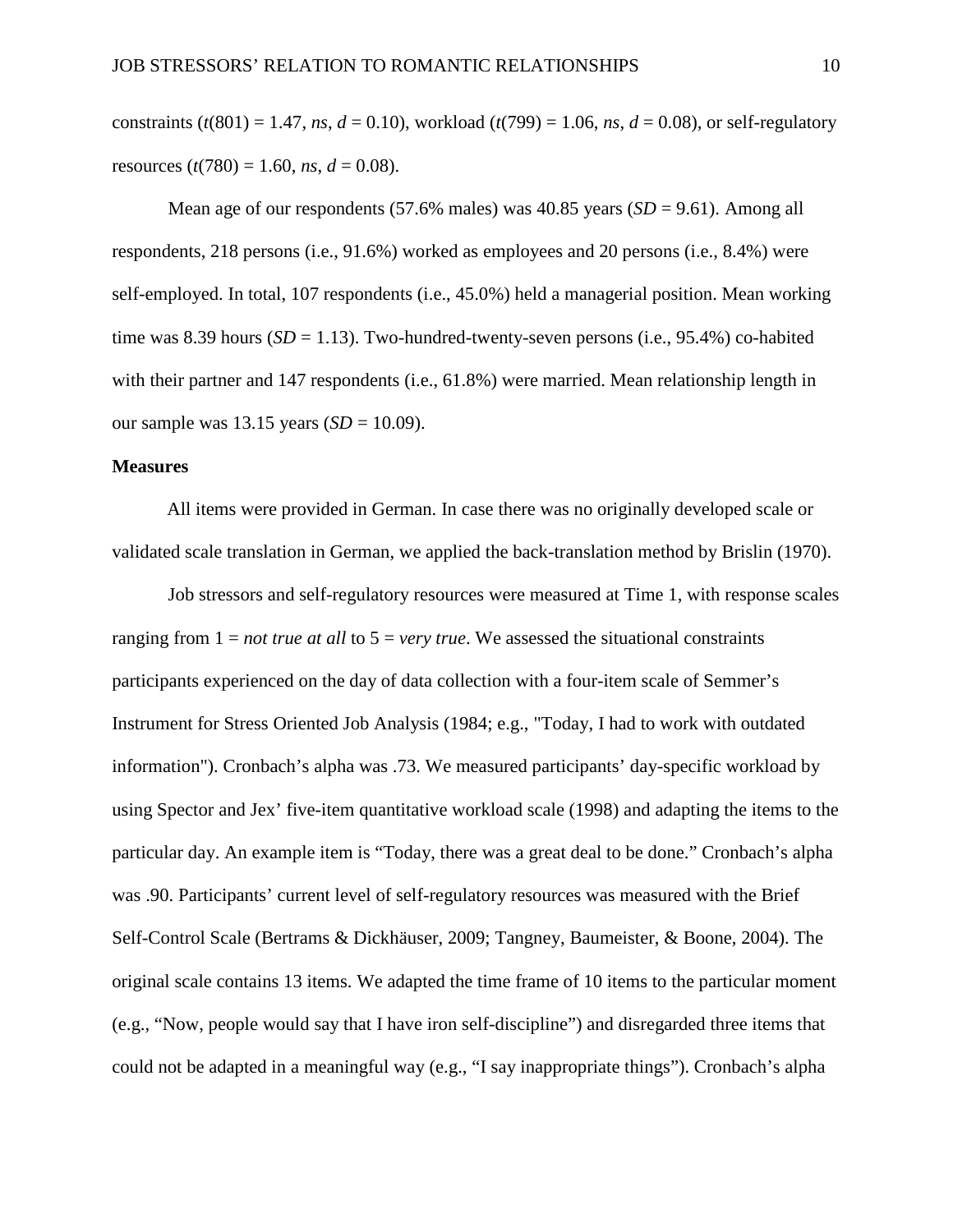constraints ($t(801) = 1.47$, *ns*, $d = 0.10$), workload ($t(799) = 1.06$, *ns*, $d = 0.08$), or self-regulatory resources ($t(780) = 1.60$, *ns*, $d = 0.08$).

Mean age of our respondents (57.6% males) was 40.85 years ($SD = 9.61$). Among all respondents, 218 persons (i.e., 91.6%) worked as employees and 20 persons (i.e., 8.4%) were self-employed. In total, 107 respondents (i.e., 45.0%) held a managerial position. Mean working time was 8.39 hours ($SD = 1.13$). Two-hundred-twenty-seven persons (i.e., 95.4%) co-habited with their partner and 147 respondents (i.e., 61.8%) were married. Mean relationship length in our sample was 13.15 years ($SD = 10.09$).

**Measures**

All items were provided in German. In case there was no originally developed scale or validated scale translation in German, we applied the back-translation method by Brislin (1970).

Job stressors and self-regulatory resources were measured at Time 1, with response scales ranging from 1 = *not true at all* to 5 = *very true*. We assessed the situational constraints participants experienced on the day of data collection with a four-item scale of Semmer's Instrument for Stress Oriented Job Analysis (1984; e.g., "Today, I had to work with outdated information"). Cronbach's alpha was .73. We measured participants' day-specific workload by using Spector and Jex' five-item quantitative workload scale (1998) and adapting the items to the particular day. An example item is "Today, there was a great deal to be done." Cronbach's alpha was .90. Participants' current level of self-regulatory resources was measured with the Brief Self-Control Scale (Bertrams & Dickhäuser, 2009; Tangney, Baumeister, & Boone, 2004). The original scale contains 13 items. We adapted the time frame of 10 items to the particular moment (e.g., "Now, people would say that I have iron self-discipline") and disregarded three items that could not be adapted in a meaningful way (e.g., "I say inappropriate things"). Cronbach's alpha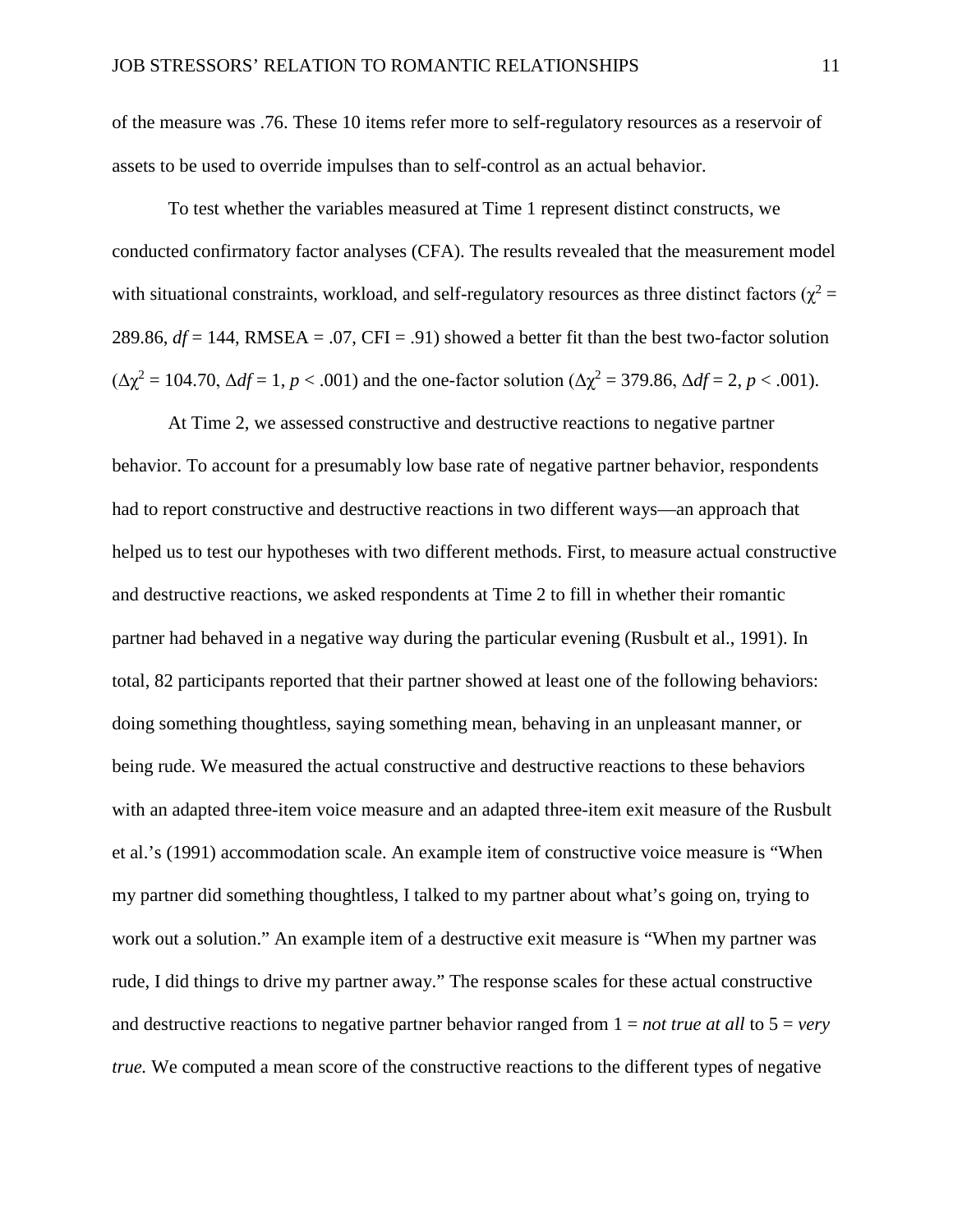of the measure was .76. These 10 items refer more to self-regulatory resources as a reservoir of assets to be used to override impulses than to self-control as an actual behavior.

To test whether the variables measured at Time 1 represent distinct constructs, we conducted confirmatory factor analyses (CFA). The results revealed that the measurement model with situational constraints, workload, and self-regulatory resources as three distinct factors ($\chi^2$ = 289.86, *df* = 144, RMSEA = .07, CFI = .91) showed a better fit than the best two-factor solution ($\Delta\chi^2$ = 104.70, $\Delta df$ = 1, *p* < .001) and the one-factor solution ($\Delta\chi^2$ = 379.86, $\Delta df$ = 2, *p* < .001).

At Time 2, we assessed constructive and destructive reactions to negative partner behavior. To account for a presumably low base rate of negative partner behavior, respondents had to report constructive and destructive reactions in two different ways—an approach that helped us to test our hypotheses with two different methods. First, to measure actual constructive and destructive reactions, we asked respondents at Time 2 to fill in whether their romantic partner had behaved in a negative way during the particular evening (Rusbult et al., 1991). In total, 82 participants reported that their partner showed at least one of the following behaviors: doing something thoughtless, saying something mean, behaving in an unpleasant manner, or being rude. We measured the actual constructive and destructive reactions to these behaviors with an adapted three-item voice measure and an adapted three-item exit measure of the Rusbult et al.'s (1991) accommodation scale. An example item of constructive voice measure is "When my partner did something thoughtless, I talked to my partner about what's going on, trying to work out a solution." An example item of a destructive exit measure is "When my partner was rude, I did things to drive my partner away." The response scales for these actual constructive and destructive reactions to negative partner behavior ranged from 1 = *not true at all* to 5 = *very true.* We computed a mean score of the constructive reactions to the different types of negative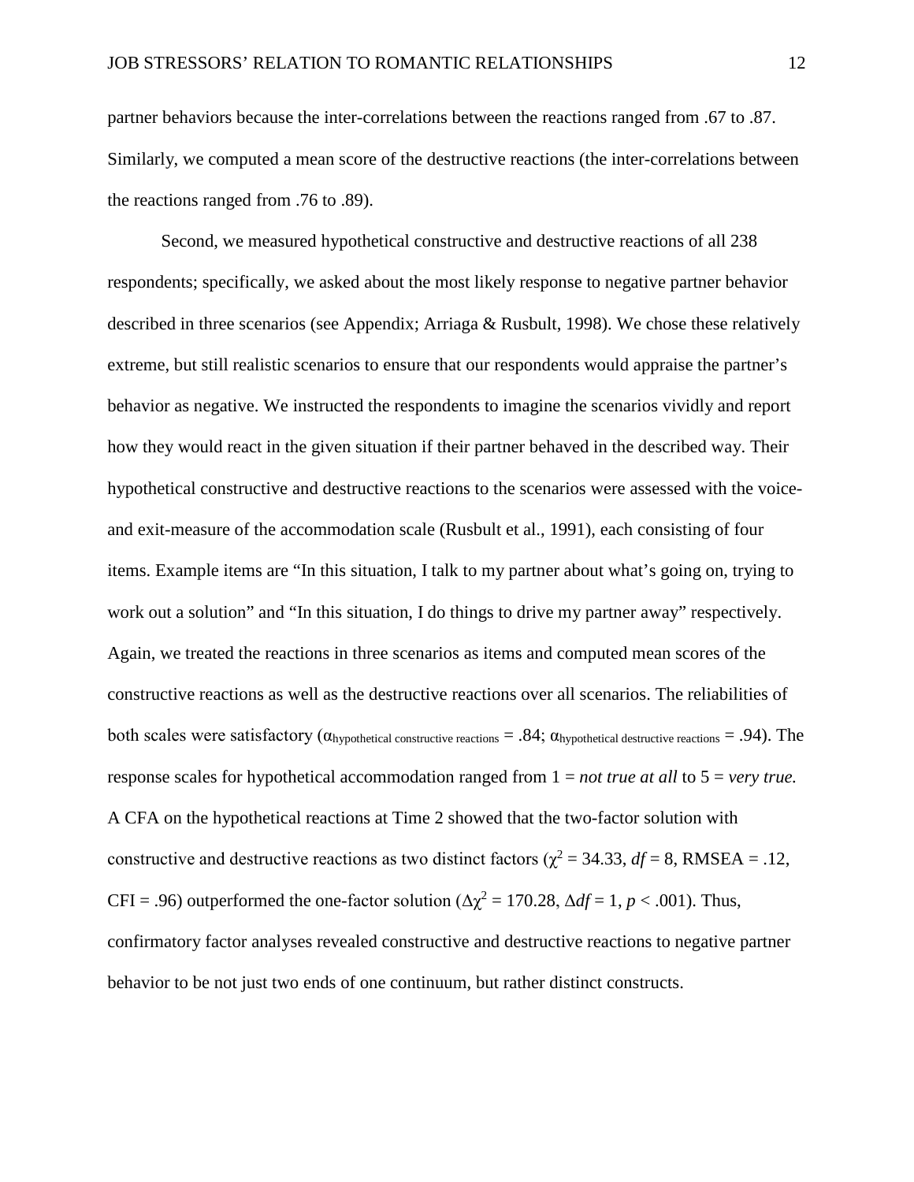partner behaviors because the inter-correlations between the reactions ranged from .67 to .87. Similarly, we computed a mean score of the destructive reactions (the inter-correlations between the reactions ranged from .76 to .89).

Second, we measured hypothetical constructive and destructive reactions of all 238 respondents; specifically, we asked about the most likely response to negative partner behavior described in three scenarios (see Appendix; Arriaga & Rusbult, 1998). We chose these relatively extreme, but still realistic scenarios to ensure that our respondents would appraise the partner's behavior as negative. We instructed the respondents to imagine the scenarios vividly and report how they would react in the given situation if their partner behaved in the described way. Their hypothetical constructive and destructive reactions to the scenarios were assessed with the voice- and exit-measure of the accommodation scale (Rusbult et al., 1991), each consisting of four items. Example items are "In this situation, I talk to my partner about what's going on, trying to work out a solution" and "In this situation, I do things to drive my partner away" respectively. Again, we treated the reactions in three scenarios as items and computed mean scores of the constructive reactions as well as the destructive reactions over all scenarios. The reliabilities of both scales were satisfactory ($\alpha_{\text{hypothetical constructive reactions}} = .84$; $\alpha_{\text{hypothetical destructive reactions}} = .94$). The response scales for hypothetical accommodation ranged from 1 = *not true at all* to 5 = *very true.* A CFA on the hypothetical reactions at Time 2 showed that the two-factor solution with constructive and destructive reactions as two distinct factors ($\chi^2 = 34.33$, $df = 8$, RMSEA = .12, CFI = .96) outperformed the one-factor solution ($\Delta\chi^2 = 170.28$, $\Delta df = 1$, $p < .001$). Thus, confirmatory factor analyses revealed constructive and destructive reactions to negative partner behavior to be not just two ends of one continuum, but rather distinct constructs.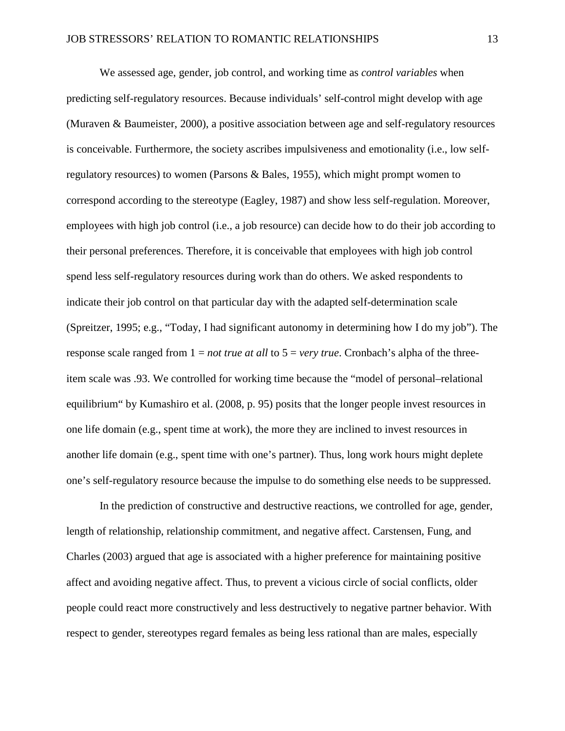We assessed age, gender, job control, and working time as *control variables* when predicting self-regulatory resources. Because individuals' self-control might develop with age (Muraven & Baumeister, 2000), a positive association between age and self-regulatory resources is conceivable. Furthermore, the society ascribes impulsiveness and emotionality (i.e., low self-regulatory resources) to women (Parsons & Bales, 1955), which might prompt women to correspond according to the stereotype (Eagley, 1987) and show less self-regulation. Moreover, employees with high job control (i.e., a job resource) can decide how to do their job according to their personal preferences. Therefore, it is conceivable that employees with high job control spend less self-regulatory resources during work than do others. We asked respondents to indicate their job control on that particular day with the adapted self-determination scale (Spreitzer, 1995; e.g., "Today, I had significant autonomy in determining how I do my job"). The response scale ranged from 1 = *not true at all* to 5 = *very true*. Cronbach's alpha of the three-item scale was .93. We controlled for working time because the "model of personal–relational equilibrium" by Kumashiro et al. (2008, p. 95) posits that the longer people invest resources in one life domain (e.g., spent time at work), the more they are inclined to invest resources in another life domain (e.g., spent time with one's partner). Thus, long work hours might deplete one's self-regulatory resource because the impulse to do something else needs to be suppressed.

In the prediction of constructive and destructive reactions, we controlled for age, gender, length of relationship, relationship commitment, and negative affect. Carstensen, Fung, and Charles (2003) argued that age is associated with a higher preference for maintaining positive affect and avoiding negative affect. Thus, to prevent a vicious circle of social conflicts, older people could react more constructively and less destructively to negative partner behavior. With respect to gender, stereotypes regard females as being less rational than are males, especially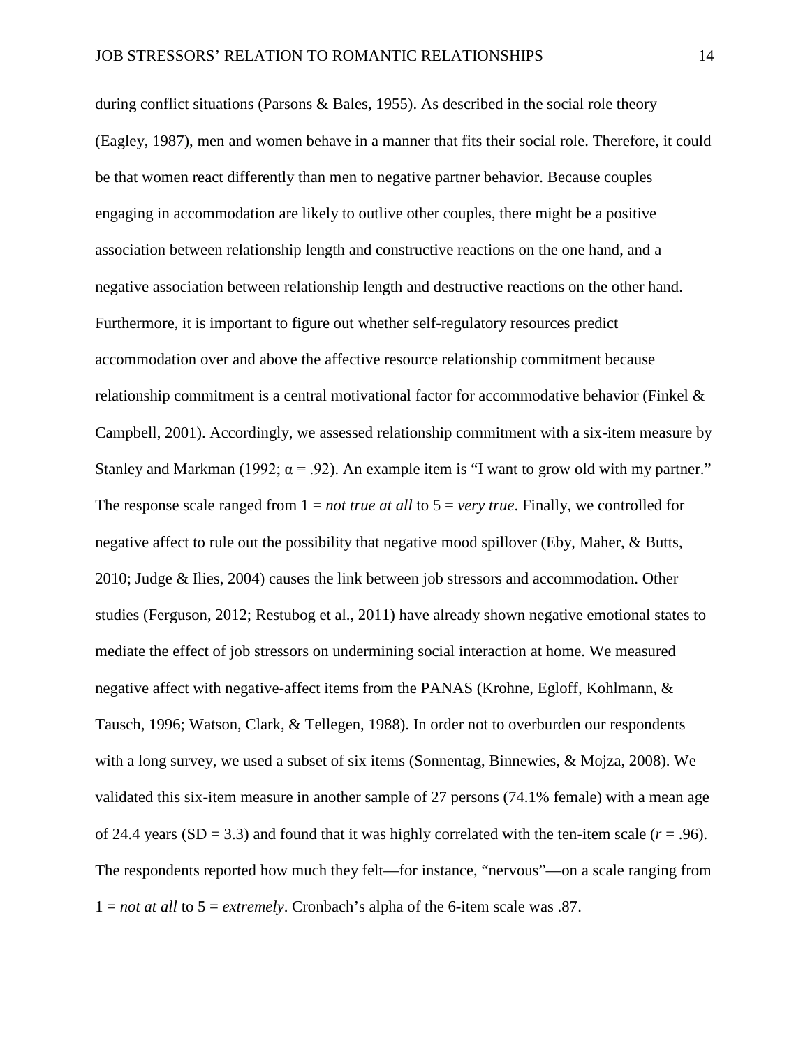during conflict situations (Parsons & Bales, 1955). As described in the social role theory (Eagley, 1987), men and women behave in a manner that fits their social role. Therefore, it could be that women react differently than men to negative partner behavior. Because couples engaging in accommodation are likely to outlive other couples, there might be a positive association between relationship length and constructive reactions on the one hand, and a negative association between relationship length and destructive reactions on the other hand. Furthermore, it is important to figure out whether self-regulatory resources predict accommodation over and above the affective resource relationship commitment because relationship commitment is a central motivational factor for accommodative behavior (Finkel & Campbell, 2001). Accordingly, we assessed relationship commitment with a six-item measure by Stanley and Markman (1992; $\alpha = .92$). An example item is "I want to grow old with my partner." The response scale ranged from 1 = *not true at all* to 5 = *very true*. Finally, we controlled for negative affect to rule out the possibility that negative mood spillover (Eby, Maher, & Butts, 2010; Judge & Ilies, 2004) causes the link between job stressors and accommodation. Other studies (Ferguson, 2012; Restubog et al., 2011) have already shown negative emotional states to mediate the effect of job stressors on undermining social interaction at home. We measured negative affect with negative-affect items from the PANAS (Krohne, Egloff, Kohlmann, & Tausch, 1996; Watson, Clark, & Tellegen, 1988). In order not to overburden our respondents with a long survey, we used a subset of six items (Sonnentag, Binnewies, & Mojza, 2008). We validated this six-item measure in another sample of 27 persons (74.1% female) with a mean age of 24.4 years (SD = 3.3) and found that it was highly correlated with the ten-item scale ($r = .96$). The respondents reported how much they felt—for instance, "nervous"—on a scale ranging from 1 = *not at all* to 5 = *extremely*. Cronbach's alpha of the 6-item scale was .87.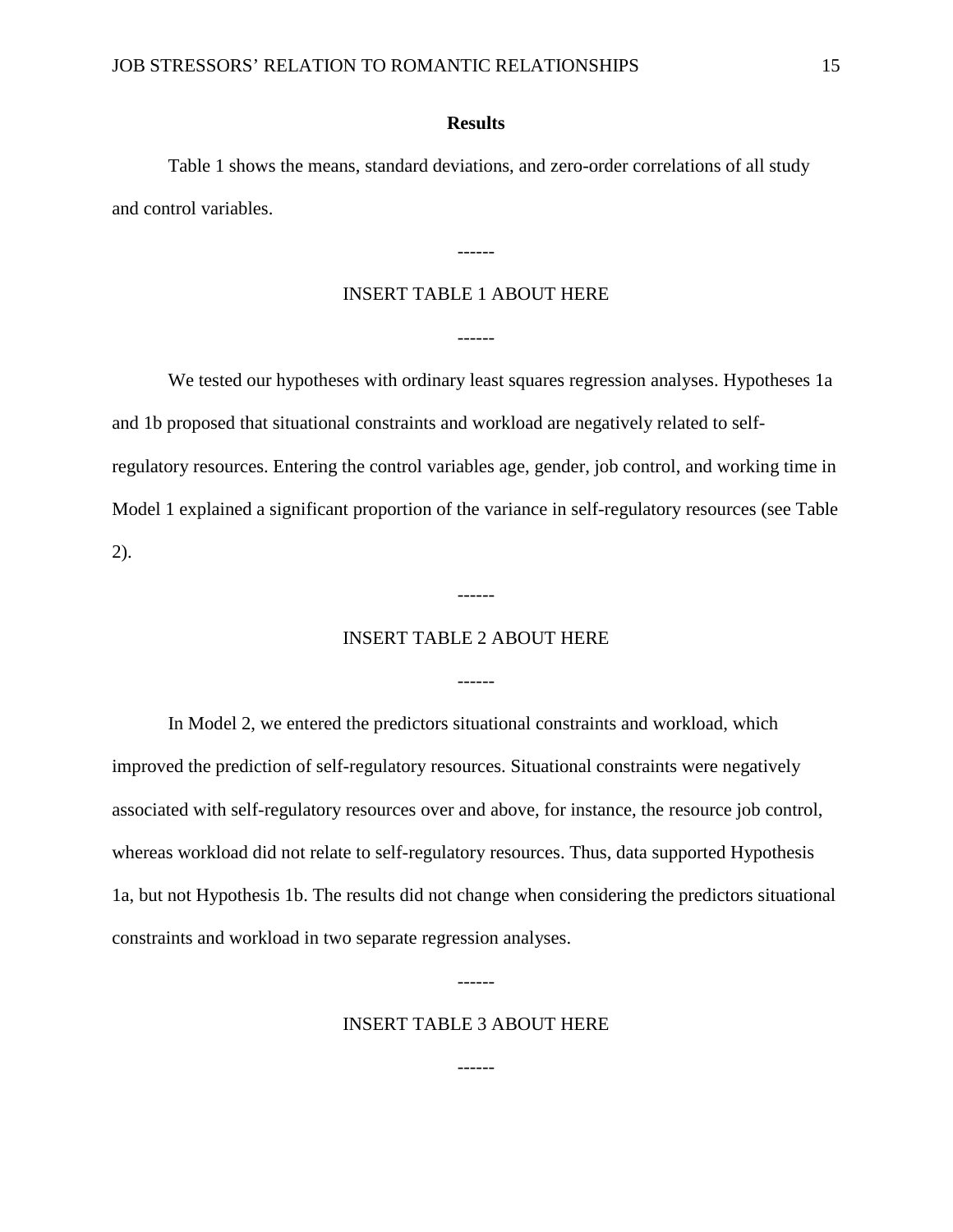## Results

Table 1 shows the means, standard deviations, and zero-order correlations of all study and control variables.

------

INSERT TABLE 1 ABOUT HERE

------

We tested our hypotheses with ordinary least squares regression analyses. Hypotheses 1a and 1b proposed that situational constraints and workload are negatively related to self-regulatory resources. Entering the control variables age, gender, job control, and working time in Model 1 explained a significant proportion of the variance in self-regulatory resources (see Table 2).

------

INSERT TABLE 2 ABOUT HERE

------

In Model 2, we entered the predictors situational constraints and workload, which improved the prediction of self-regulatory resources. Situational constraints were negatively associated with self-regulatory resources over and above, for instance, the resource job control, whereas workload did not relate to self-regulatory resources. Thus, data supported Hypothesis 1a, but not Hypothesis 1b. The results did not change when considering the predictors situational constraints and workload in two separate regression analyses.

------

INSERT TABLE 3 ABOUT HERE

------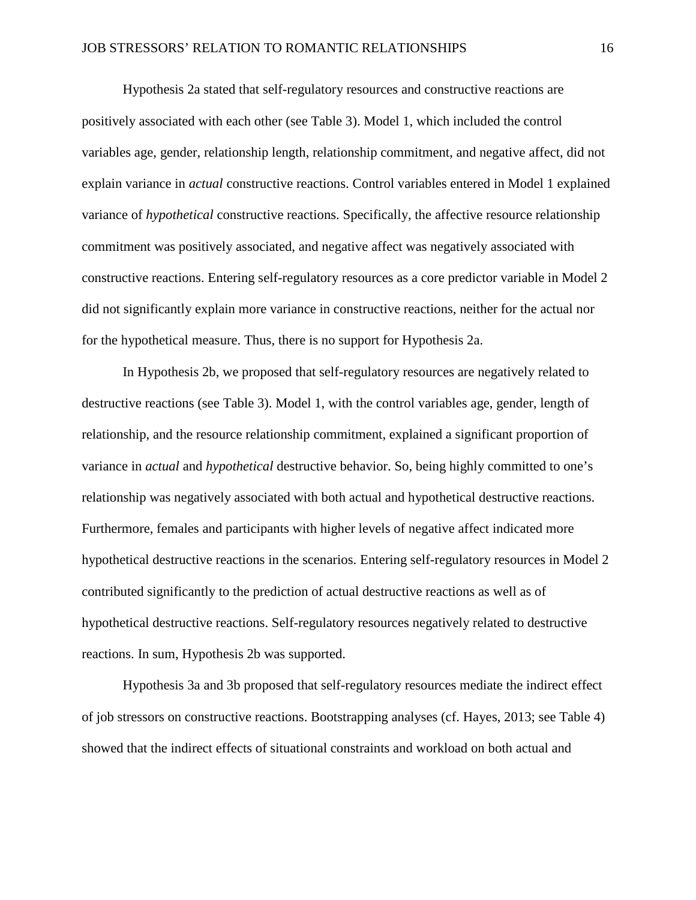Hypothesis 2a stated that self-regulatory resources and constructive reactions are positively associated with each other (see Table 3). Model 1, which included the control variables age, gender, relationship length, relationship commitment, and negative affect, did not explain variance in *actual* constructive reactions. Control variables entered in Model 1 explained variance of *hypothetical* constructive reactions. Specifically, the affective resource relationship commitment was positively associated, and negative affect was negatively associated with constructive reactions. Entering self-regulatory resources as a core predictor variable in Model 2 did not significantly explain more variance in constructive reactions, neither for the actual nor for the hypothetical measure. Thus, there is no support for Hypothesis 2a.

In Hypothesis 2b, we proposed that self-regulatory resources are negatively related to destructive reactions (see Table 3). Model 1, with the control variables age, gender, length of relationship, and the resource relationship commitment, explained a significant proportion of variance in *actual* and *hypothetical* destructive behavior. So, being highly committed to one's relationship was negatively associated with both actual and hypothetical destructive reactions. Furthermore, females and participants with higher levels of negative affect indicated more hypothetical destructive reactions in the scenarios. Entering self-regulatory resources in Model 2 contributed significantly to the prediction of actual destructive reactions as well as of hypothetical destructive reactions. Self-regulatory resources negatively related to destructive reactions. In sum, Hypothesis 2b was supported.

Hypothesis 3a and 3b proposed that self-regulatory resources mediate the indirect effect of job stressors on constructive reactions. Bootstrapping analyses (cf. Hayes, 2013; see Table 4) showed that the indirect effects of situational constraints and workload on both actual and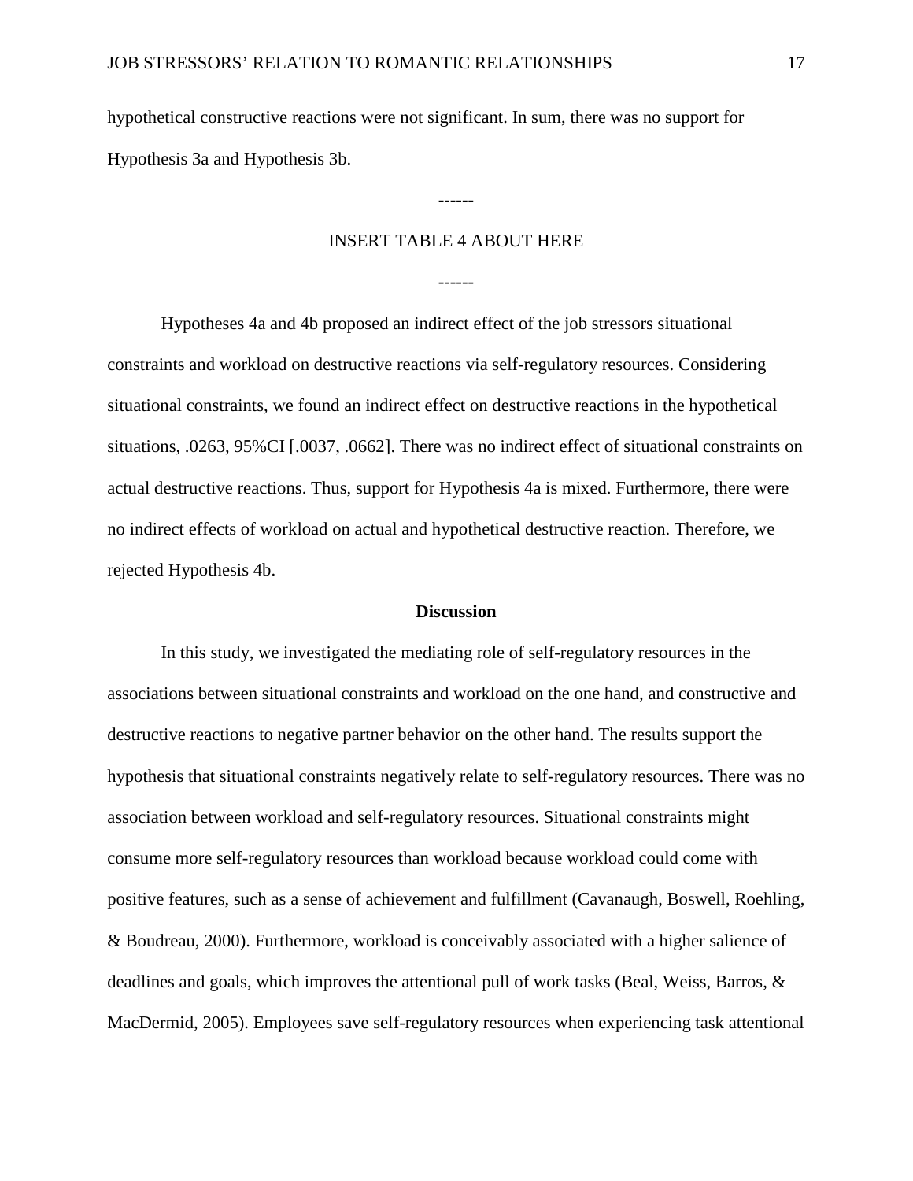hypothetical constructive reactions were not significant. In sum, there was no support for Hypothesis 3a and Hypothesis 3b.

------

INSERT TABLE 4 ABOUT HERE

------

Hypotheses 4a and 4b proposed an indirect effect of the job stressors situational constraints and workload on destructive reactions via self-regulatory resources. Considering situational constraints, we found an indirect effect on destructive reactions in the hypothetical situations, .0263, 95%CI [.0037, .0662]. There was no indirect effect of situational constraints on actual destructive reactions. Thus, support for Hypothesis 4a is mixed. Furthermore, there were no indirect effects of workload on actual and hypothetical destructive reaction. Therefore, we rejected Hypothesis 4b.

## Discussion

In this study, we investigated the mediating role of self-regulatory resources in the associations between situational constraints and workload on the one hand, and constructive and destructive reactions to negative partner behavior on the other hand. The results support the hypothesis that situational constraints negatively relate to self-regulatory resources. There was no association between workload and self-regulatory resources. Situational constraints might consume more self-regulatory resources than workload because workload could come with positive features, such as a sense of achievement and fulfillment (Cavanaugh, Boswell, Roehling, & Boudreau, 2000). Furthermore, workload is conceivably associated with a higher salience of deadlines and goals, which improves the attentional pull of work tasks (Beal, Weiss, Barros, & MacDermid, 2005). Employees save self-regulatory resources when experiencing task attentional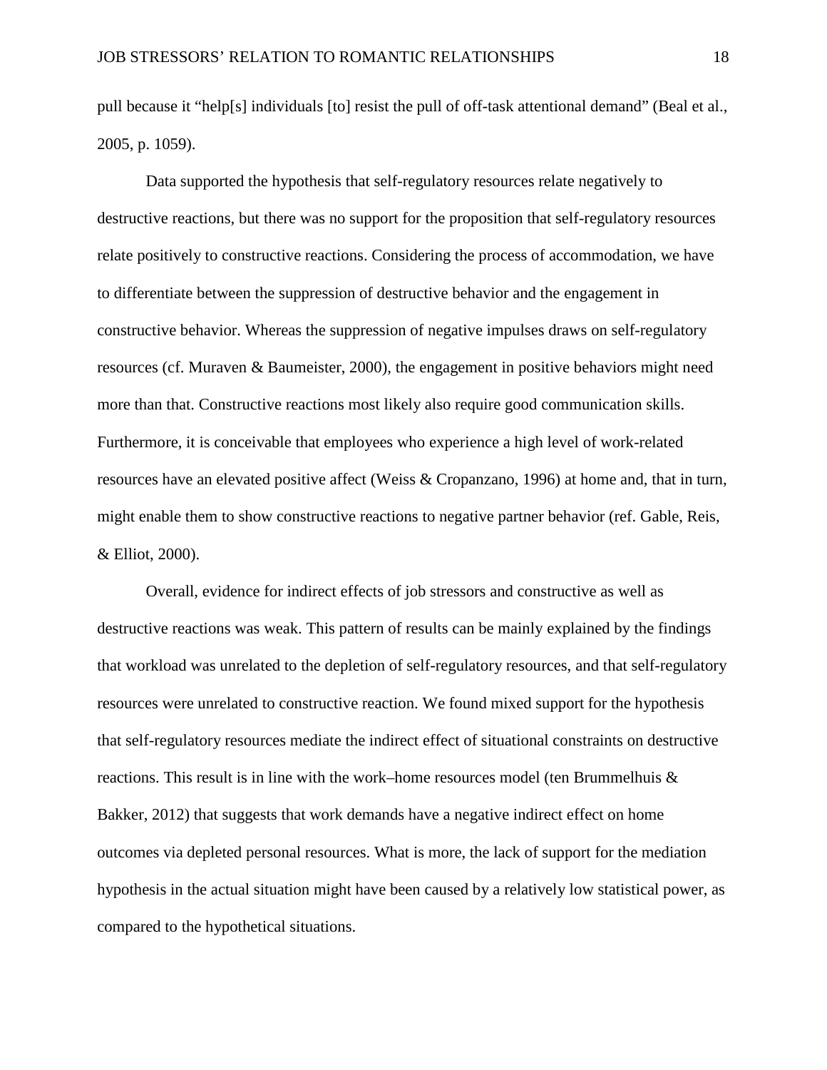pull because it "help[s] individuals [to] resist the pull of off-task attentional demand" (Beal et al., 2005, p. 1059).

Data supported the hypothesis that self-regulatory resources relate negatively to destructive reactions, but there was no support for the proposition that self-regulatory resources relate positively to constructive reactions. Considering the process of accommodation, we have to differentiate between the suppression of destructive behavior and the engagement in constructive behavior. Whereas the suppression of negative impulses draws on self-regulatory resources (cf. Muraven & Baumeister, 2000), the engagement in positive behaviors might need more than that. Constructive reactions most likely also require good communication skills. Furthermore, it is conceivable that employees who experience a high level of work-related resources have an elevated positive affect (Weiss & Cropanzano, 1996) at home and, that in turn, might enable them to show constructive reactions to negative partner behavior (ref. Gable, Reis, & Elliot, 2000).

Overall, evidence for indirect effects of job stressors and constructive as well as destructive reactions was weak. This pattern of results can be mainly explained by the findings that workload was unrelated to the depletion of self-regulatory resources, and that self-regulatory resources were unrelated to constructive reaction. We found mixed support for the hypothesis that self-regulatory resources mediate the indirect effect of situational constraints on destructive reactions. This result is in line with the work–home resources model (ten Brummelhuis & Bakker, 2012) that suggests that work demands have a negative indirect effect on home outcomes via depleted personal resources. What is more, the lack of support for the mediation hypothesis in the actual situation might have been caused by a relatively low statistical power, as compared to the hypothetical situations.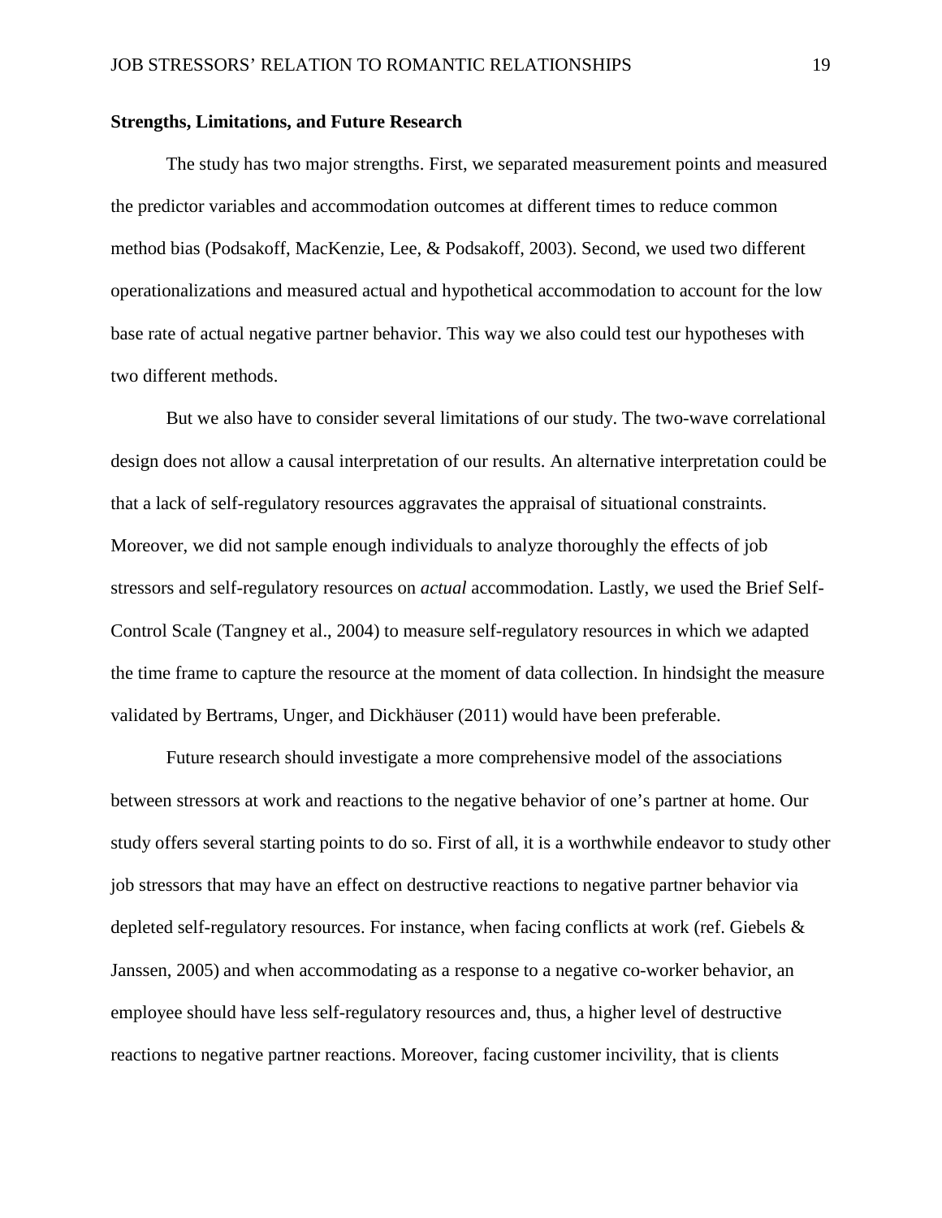**Strengths, Limitations, and Future Research**

The study has two major strengths. First, we separated measurement points and measured the predictor variables and accommodation outcomes at different times to reduce common method bias (Podsakoff, MacKenzie, Lee, & Podsakoff, 2003). Second, we used two different operationalizations and measured actual and hypothetical accommodation to account for the low base rate of actual negative partner behavior. This way we also could test our hypotheses with two different methods.

But we also have to consider several limitations of our study. The two-wave correlational design does not allow a causal interpretation of our results. An alternative interpretation could be that a lack of self-regulatory resources aggravates the appraisal of situational constraints. Moreover, we did not sample enough individuals to analyze thoroughly the effects of job stressors and self-regulatory resources on *actual* accommodation. Lastly, we used the Brief Self-Control Scale (Tangney et al., 2004) to measure self-regulatory resources in which we adapted the time frame to capture the resource at the moment of data collection. In hindsight the measure validated by Bertrams, Unger, and Dickhäuser (2011) would have been preferable.

Future research should investigate a more comprehensive model of the associations between stressors at work and reactions to the negative behavior of one's partner at home. Our study offers several starting points to do so. First of all, it is a worthwhile endeavor to study other job stressors that may have an effect on destructive reactions to negative partner behavior via depleted self-regulatory resources. For instance, when facing conflicts at work (ref. Giebels & Janssen, 2005) and when accommodating as a response to a negative co-worker behavior, an employee should have less self-regulatory resources and, thus, a higher level of destructive reactions to negative partner reactions. Moreover, facing customer incivility, that is clients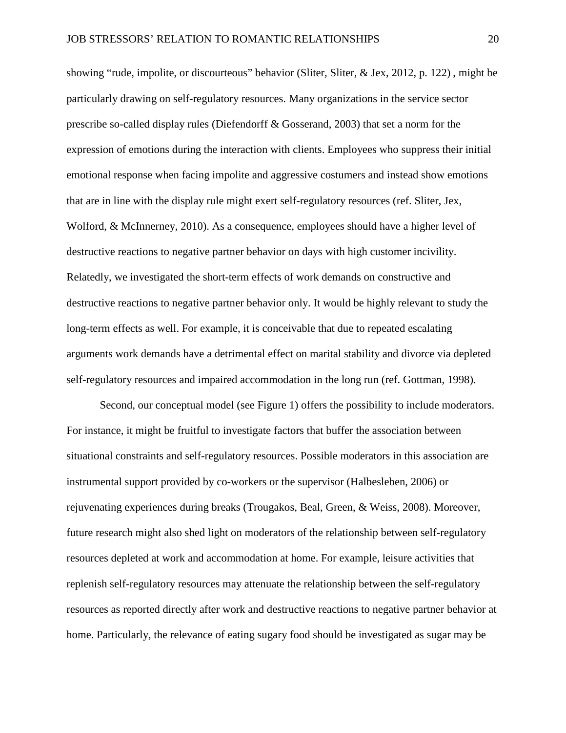showing "rude, impolite, or discourteous" behavior (Sliter, Sliter, & Jex, 2012, p. 122) , might be particularly drawing on self-regulatory resources. Many organizations in the service sector prescribe so-called display rules (Diefendorff & Gosserand, 2003) that set a norm for the expression of emotions during the interaction with clients. Employees who suppress their initial emotional response when facing impolite and aggressive costumers and instead show emotions that are in line with the display rule might exert self-regulatory resources (ref. Sliter, Jex, Wolford, & McInnerney, 2010). As a consequence, employees should have a higher level of destructive reactions to negative partner behavior on days with high customer incivility. Relatedly, we investigated the short-term effects of work demands on constructive and destructive reactions to negative partner behavior only. It would be highly relevant to study the long-term effects as well. For example, it is conceivable that due to repeated escalating arguments work demands have a detrimental effect on marital stability and divorce via depleted self-regulatory resources and impaired accommodation in the long run (ref. Gottman, 1998).

Second, our conceptual model (see Figure 1) offers the possibility to include moderators. For instance, it might be fruitful to investigate factors that buffer the association between situational constraints and self-regulatory resources. Possible moderators in this association are instrumental support provided by co-workers or the supervisor (Halbesleben, 2006) or rejuvenating experiences during breaks (Trougakos, Beal, Green, & Weiss, 2008). Moreover, future research might also shed light on moderators of the relationship between self-regulatory resources depleted at work and accommodation at home. For example, leisure activities that replenish self-regulatory resources may attenuate the relationship between the self-regulatory resources as reported directly after work and destructive reactions to negative partner behavior at home. Particularly, the relevance of eating sugary food should be investigated as sugar may be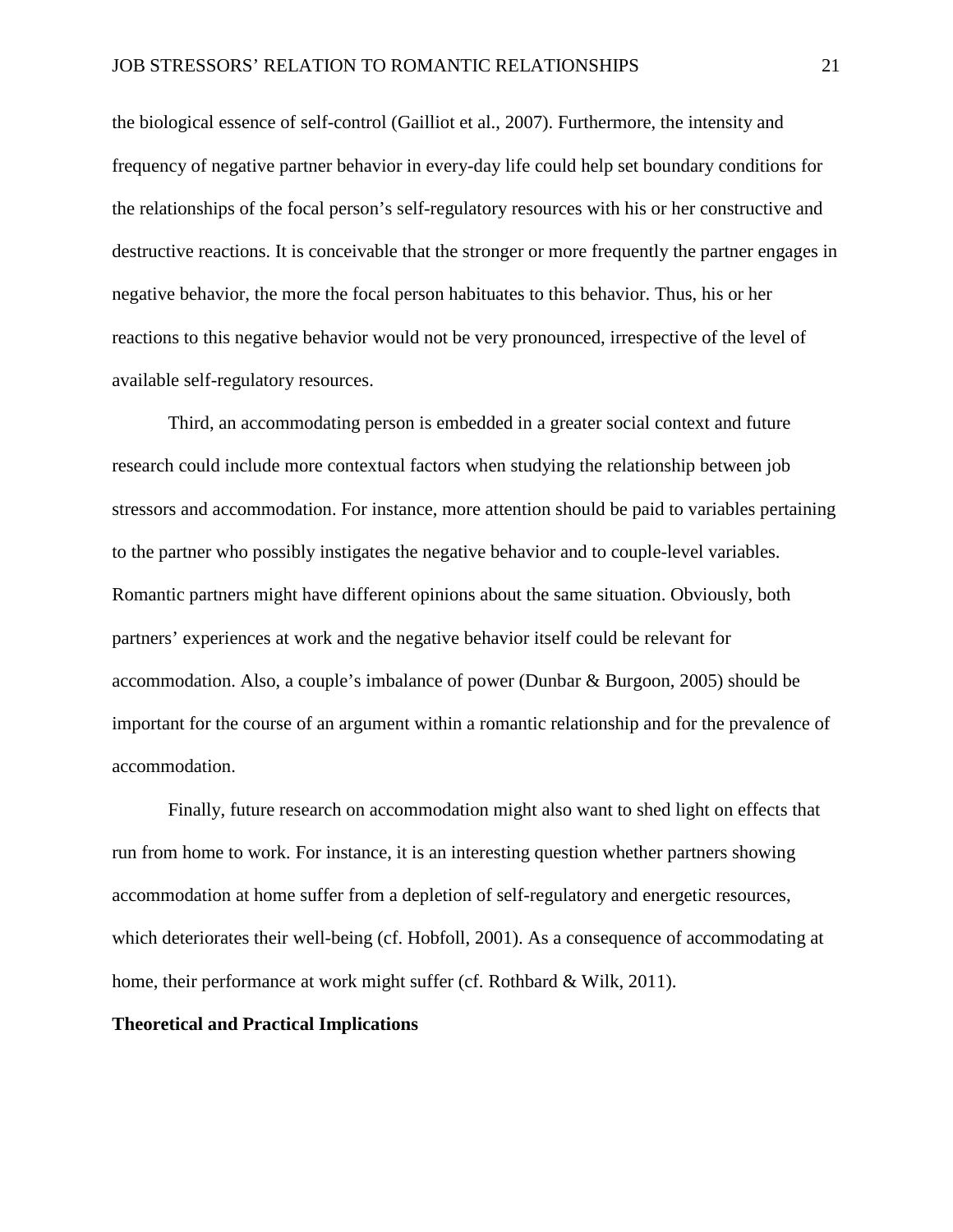the biological essence of self-control (Gailliot et al., 2007). Furthermore, the intensity and frequency of negative partner behavior in every-day life could help set boundary conditions for the relationships of the focal person's self-regulatory resources with his or her constructive and destructive reactions. It is conceivable that the stronger or more frequently the partner engages in negative behavior, the more the focal person habituates to this behavior. Thus, his or her reactions to this negative behavior would not be very pronounced, irrespective of the level of available self-regulatory resources.

Third, an accommodating person is embedded in a greater social context and future research could include more contextual factors when studying the relationship between job stressors and accommodation. For instance, more attention should be paid to variables pertaining to the partner who possibly instigates the negative behavior and to couple-level variables. Romantic partners might have different opinions about the same situation. Obviously, both partners' experiences at work and the negative behavior itself could be relevant for accommodation. Also, a couple's imbalance of power (Dunbar & Burgoon, 2005) should be important for the course of an argument within a romantic relationship and for the prevalence of accommodation.

Finally, future research on accommodation might also want to shed light on effects that run from home to work. For instance, it is an interesting question whether partners showing accommodation at home suffer from a depletion of self-regulatory and energetic resources, which deteriorates their well-being (cf. Hobfoll, 2001). As a consequence of accommodating at home, their performance at work might suffer (cf. Rothbard & Wilk, 2011).

## Theoretical and Practical Implications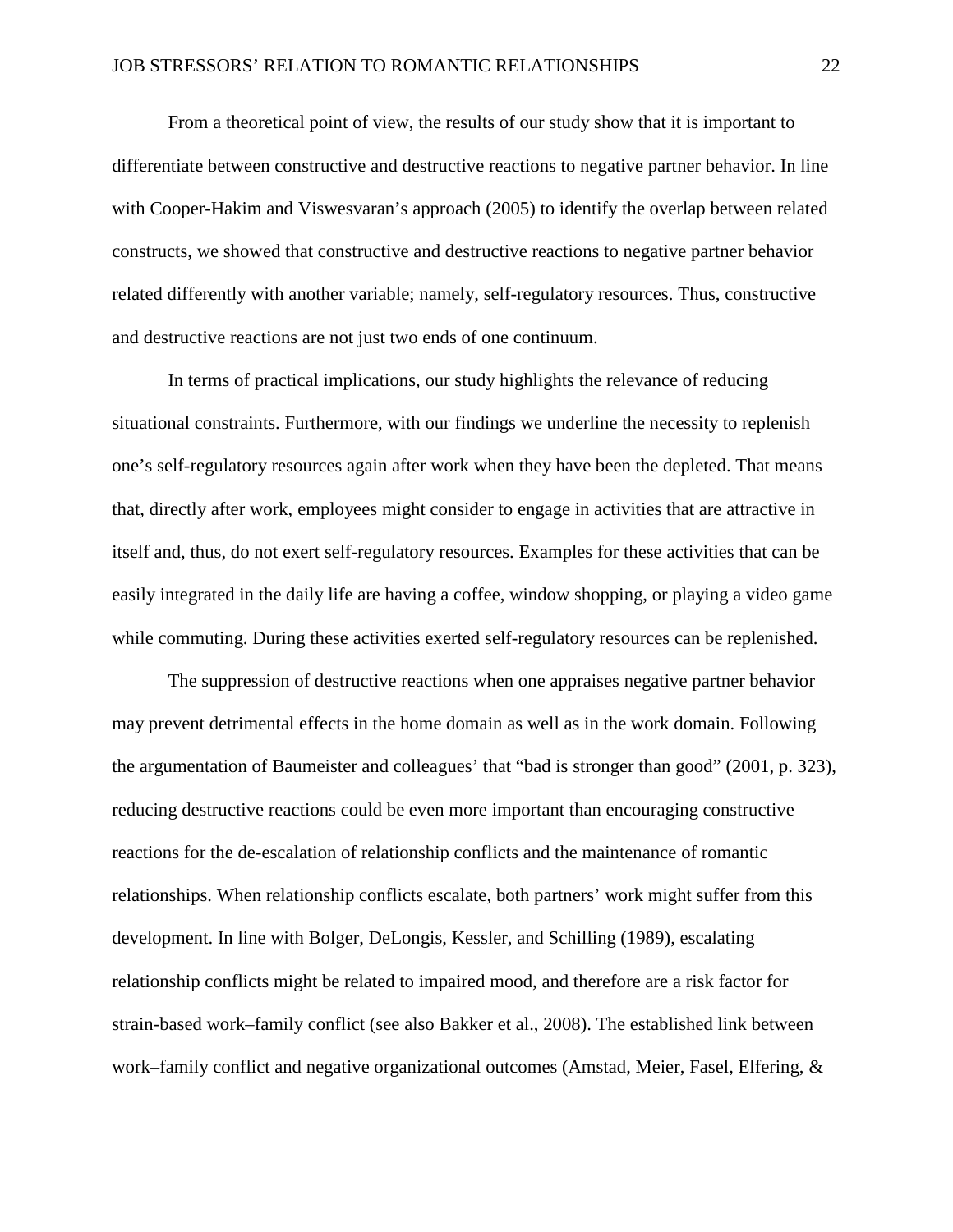From a theoretical point of view, the results of our study show that it is important to differentiate between constructive and destructive reactions to negative partner behavior. In line with Cooper-Hakim and Viswesvaran's approach (2005) to identify the overlap between related constructs, we showed that constructive and destructive reactions to negative partner behavior related differently with another variable; namely, self-regulatory resources. Thus, constructive and destructive reactions are not just two ends of one continuum.

In terms of practical implications, our study highlights the relevance of reducing situational constraints. Furthermore, with our findings we underline the necessity to replenish one's self-regulatory resources again after work when they have been the depleted. That means that, directly after work, employees might consider to engage in activities that are attractive in itself and, thus, do not exert self-regulatory resources. Examples for these activities that can be easily integrated in the daily life are having a coffee, window shopping, or playing a video game while commuting. During these activities exerted self-regulatory resources can be replenished.

The suppression of destructive reactions when one appraises negative partner behavior may prevent detrimental effects in the home domain as well as in the work domain. Following the argumentation of Baumeister and colleagues' that "bad is stronger than good" (2001, p. 323), reducing destructive reactions could be even more important than encouraging constructive reactions for the de-escalation of relationship conflicts and the maintenance of romantic relationships. When relationship conflicts escalate, both partners' work might suffer from this development. In line with Bolger, DeLongis, Kessler, and Schilling (1989), escalating relationship conflicts might be related to impaired mood, and therefore are a risk factor for strain-based work–family conflict (see also Bakker et al., 2008). The established link between work–family conflict and negative organizational outcomes (Amstad, Meier, Fasel, Elfering, &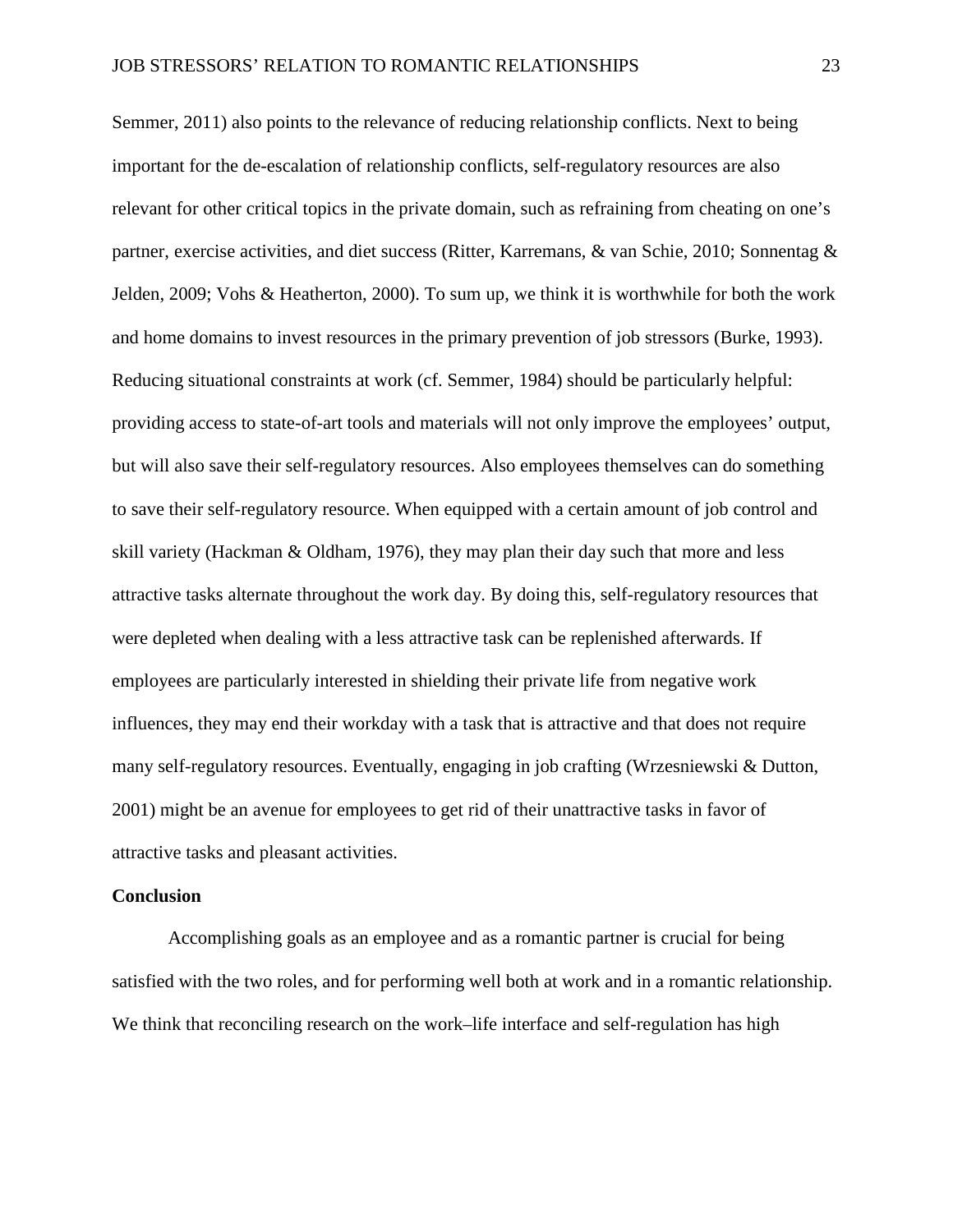Semmer, 2011) also points to the relevance of reducing relationship conflicts. Next to being important for the de-escalation of relationship conflicts, self-regulatory resources are also relevant for other critical topics in the private domain, such as refraining from cheating on one's partner, exercise activities, and diet success (Ritter, Karremans, & van Schie, 2010; Sonnentag & Jelden, 2009; Vohs & Heatherton, 2000). To sum up, we think it is worthwhile for both the work and home domains to invest resources in the primary prevention of job stressors (Burke, 1993). Reducing situational constraints at work (cf. Semmer, 1984) should be particularly helpful: providing access to state-of-art tools and materials will not only improve the employees' output, but will also save their self-regulatory resources. Also employees themselves can do something to save their self-regulatory resource. When equipped with a certain amount of job control and skill variety (Hackman & Oldham, 1976), they may plan their day such that more and less attractive tasks alternate throughout the work day. By doing this, self-regulatory resources that were depleted when dealing with a less attractive task can be replenished afterwards. If employees are particularly interested in shielding their private life from negative work influences, they may end their workday with a task that is attractive and that does not require many self-regulatory resources. Eventually, engaging in job crafting (Wrzesniewski & Dutton, 2001) might be an avenue for employees to get rid of their unattractive tasks in favor of attractive tasks and pleasant activities.

## Conclusion

Accomplishing goals as an employee and as a romantic partner is crucial for being satisfied with the two roles, and for performing well both at work and in a romantic relationship. We think that reconciling research on the work–life interface and self-regulation has high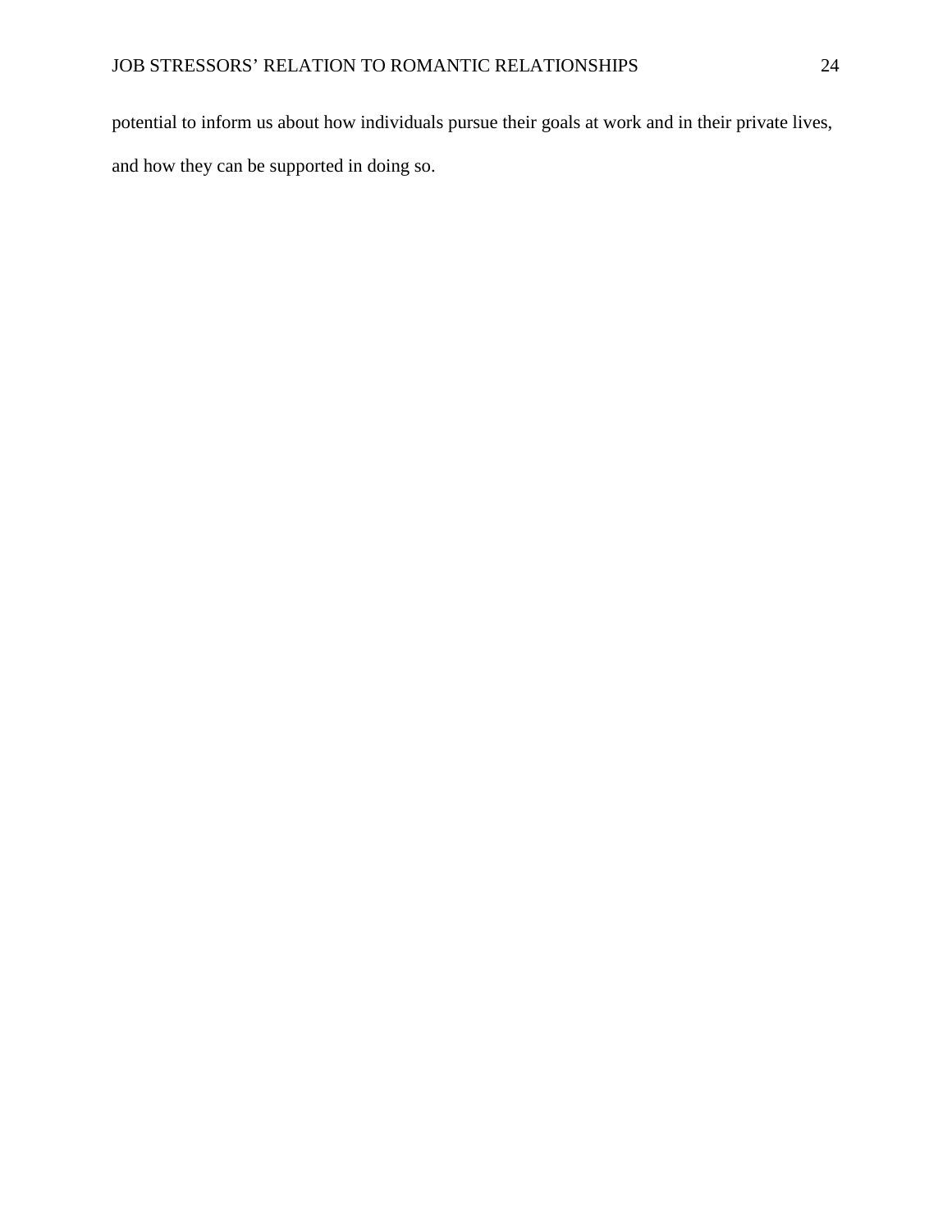potential to inform us about how individuals pursue their goals at work and in their private lives, and how they can be supported in doing so.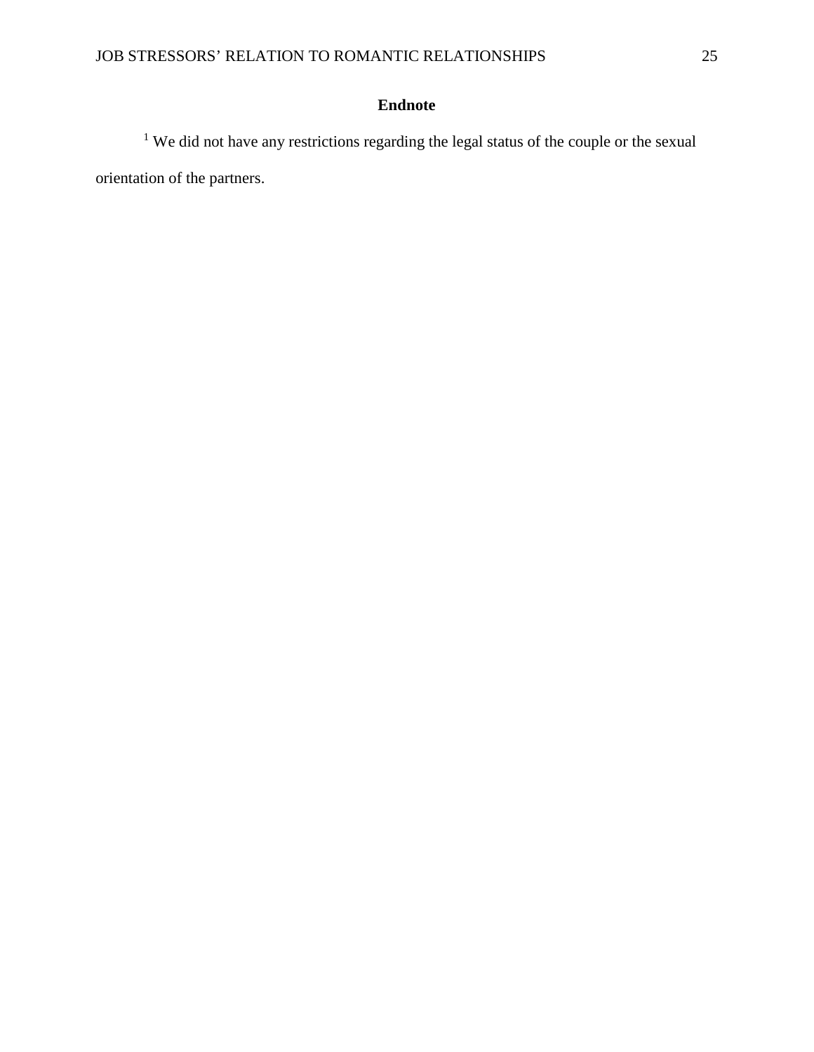# Endnote

[1] We did not have any restrictions regarding the legal status of the couple or the sexual orientation of the partners.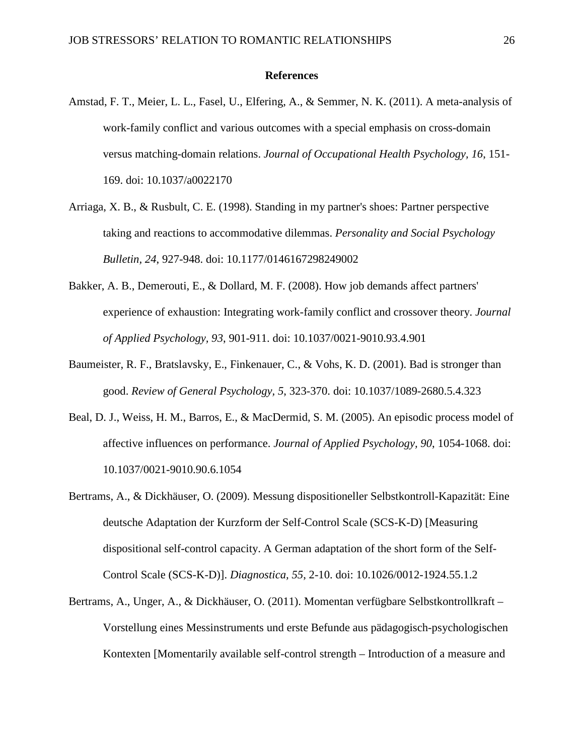## References

Amstad, F. T., Meier, L. L., Fasel, U., Elfering, A., & Semmer, N. K. (2011). A meta-analysis of work-family conflict and various outcomes with a special emphasis on cross-domain versus matching-domain relations. *Journal of Occupational Health Psychology, 16*, 151-169. doi: 10.1037/a0022170

Arriaga, X. B., & Rusbult, C. E. (1998). Standing in my partner's shoes: Partner perspective taking and reactions to accommodative dilemmas. *Personality and Social Psychology Bulletin, 24*, 927-948. doi: 10.1177/0146167298249002

Bakker, A. B., Demerouti, E., & Dollard, M. F. (2008). How job demands affect partners' experience of exhaustion: Integrating work-family conflict and crossover theory. *Journal of Applied Psychology, 93*, 901-911. doi: 10.1037/0021-9010.93.4.901

Baumeister, R. F., Bratslavsky, E., Finkenauer, C., & Vohs, K. D. (2001). Bad is stronger than good. *Review of General Psychology, 5*, 323-370. doi: 10.1037/1089-2680.5.4.323

Beal, D. J., Weiss, H. M., Barros, E., & MacDermid, S. M. (2005). An episodic process model of affective influences on performance. *Journal of Applied Psychology, 90*, 1054-1068. doi: 10.1037/0021-9010.90.6.1054

Bertrams, A., & Dickhäuser, O. (2009). Messung dispositioneller Selbstkontroll-Kapazität: Eine deutsche Adaptation der Kurzform der Self-Control Scale (SCS-K-D) [Measuring dispositional self-control capacity. A German adaptation of the short form of the Self-Control Scale (SCS-K-D)]. *Diagnostica, 55*, 2-10. doi: 10.1026/0012-1924.55.1.2

Bertrams, A., Unger, A., & Dickhäuser, O. (2011). Momentan verfügbare Selbstkontrollkraft – Vorstellung eines Messinstruments und erste Befunde aus pädagogisch-psychologischen Kontexten [Momentarily available self-control strength – Introduction of a measure and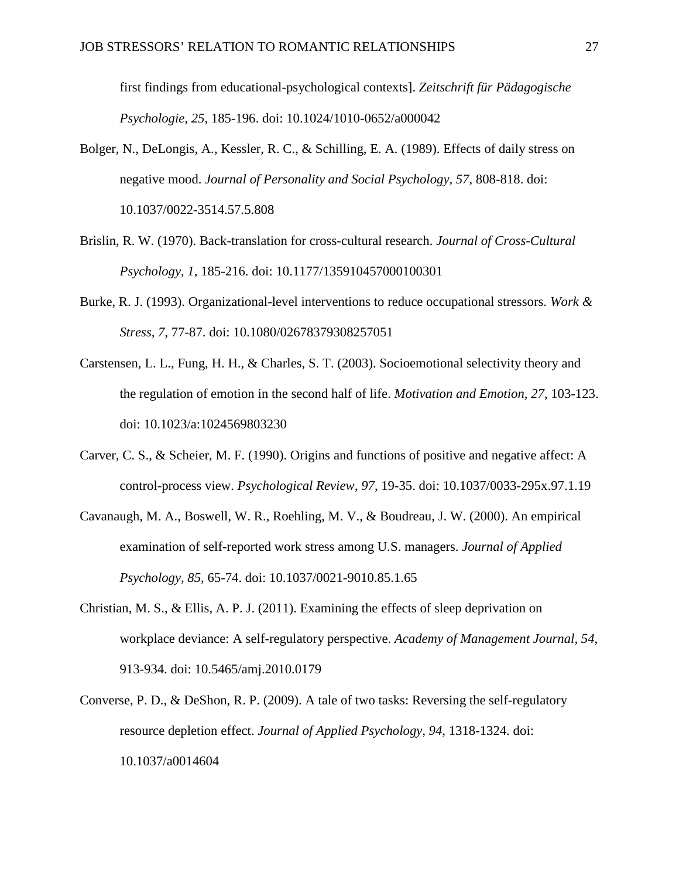first findings from educational-psychological contexts]. *Zeitschrift für Pädagogische Psychologie, 25*, 185-196. doi: 10.1024/1010-0652/a000042

Bolger, N., DeLongis, A., Kessler, R. C., & Schilling, E. A. (1989). Effects of daily stress on negative mood. *Journal of Personality and Social Psychology*, *57*, 808-818. doi: 10.1037/0022-3514.57.5.808

Brislin, R. W. (1970). Back-translation for cross-cultural research. *Journal of Cross-Cultural Psychology, 1*, 185-216. doi: 10.1177/135910457000100301

Burke, R. J. (1993). Organizational-level interventions to reduce occupational stressors. *Work & Stress, 7*, 77-87. doi: 10.1080/02678379308257051

Carstensen, L. L., Fung, H. H., & Charles, S. T. (2003). Socioemotional selectivity theory and the regulation of emotion in the second half of life. *Motivation and Emotion, 27*, 103-123. doi: 10.1023/a:1024569803230

Carver, C. S., & Scheier, M. F. (1990). Origins and functions of positive and negative affect: A control-process view. *Psychological Review, 97*, 19-35. doi: 10.1037/0033-295x.97.1.19

Cavanaugh, M. A., Boswell, W. R., Roehling, M. V., & Boudreau, J. W. (2000). An empirical examination of self-reported work stress among U.S. managers. *Journal of Applied Psychology, 85*, 65-74. doi: 10.1037/0021-9010.85.1.65

Christian, M. S., & Ellis, A. P. J. (2011). Examining the effects of sleep deprivation on workplace deviance: A self-regulatory perspective. *Academy of Management Journal, 54*, 913-934. doi: 10.5465/amj.2010.0179

Converse, P. D., & DeShon, R. P. (2009). A tale of two tasks: Reversing the self-regulatory resource depletion effect. *Journal of Applied Psychology, 94*, 1318-1324. doi: 10.1037/a0014604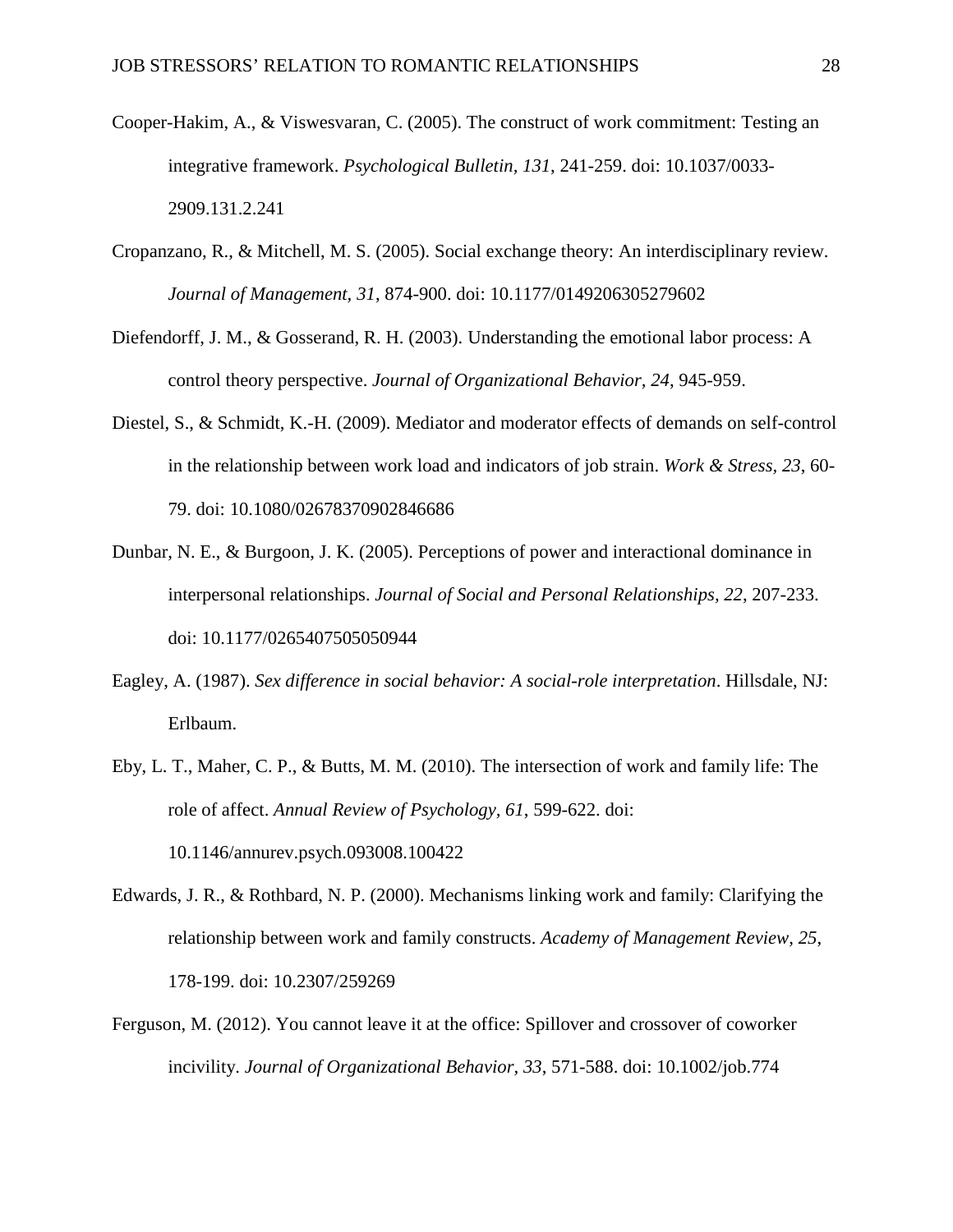Cooper-Hakim, A., & Viswesvaran, C. (2005). The construct of work commitment: Testing an integrative framework. *Psychological Bulletin*, *131*, 241-259. doi: 10.1037/0033-2909.131.2.241

Cropanzano, R., & Mitchell, M. S. (2005). Social exchange theory: An interdisciplinary review. *Journal of Management, 31*, 874-900. doi: 10.1177/0149206305279602

Diefendorff, J. M., & Gosserand, R. H. (2003). Understanding the emotional labor process: A control theory perspective. *Journal of Organizational Behavior, 24*, 945-959.

Diestel, S., & Schmidt, K.-H. (2009). Mediator and moderator effects of demands on self-control in the relationship between work load and indicators of job strain. *Work & Stress*, *23*, 60-79. doi: 10.1080/02678370902846686

Dunbar, N. E., & Burgoon, J. K. (2005). Perceptions of power and interactional dominance in interpersonal relationships. *Journal of Social and Personal Relationships, 22*, 207-233. doi: 10.1177/0265407505050944

Eagley, A. (1987). *Sex difference in social behavior: A social-role interpretation*. Hillsdale, NJ: Erlbaum.

Eby, L. T., Maher, C. P., & Butts, M. M. (2010). The intersection of work and family life: The role of affect. *Annual Review of Psychology*, *61*, 599-622. doi: 10.1146/annurev.psych.093008.100422

Edwards, J. R., & Rothbard, N. P. (2000). Mechanisms linking work and family: Clarifying the relationship between work and family constructs. *Academy of Management Review*, *25*, 178-199. doi: 10.2307/259269

Ferguson, M. (2012). You cannot leave it at the office: Spillover and crossover of coworker incivility. *Journal of Organizational Behavior*, *33*, 571-588. doi: 10.1002/job.774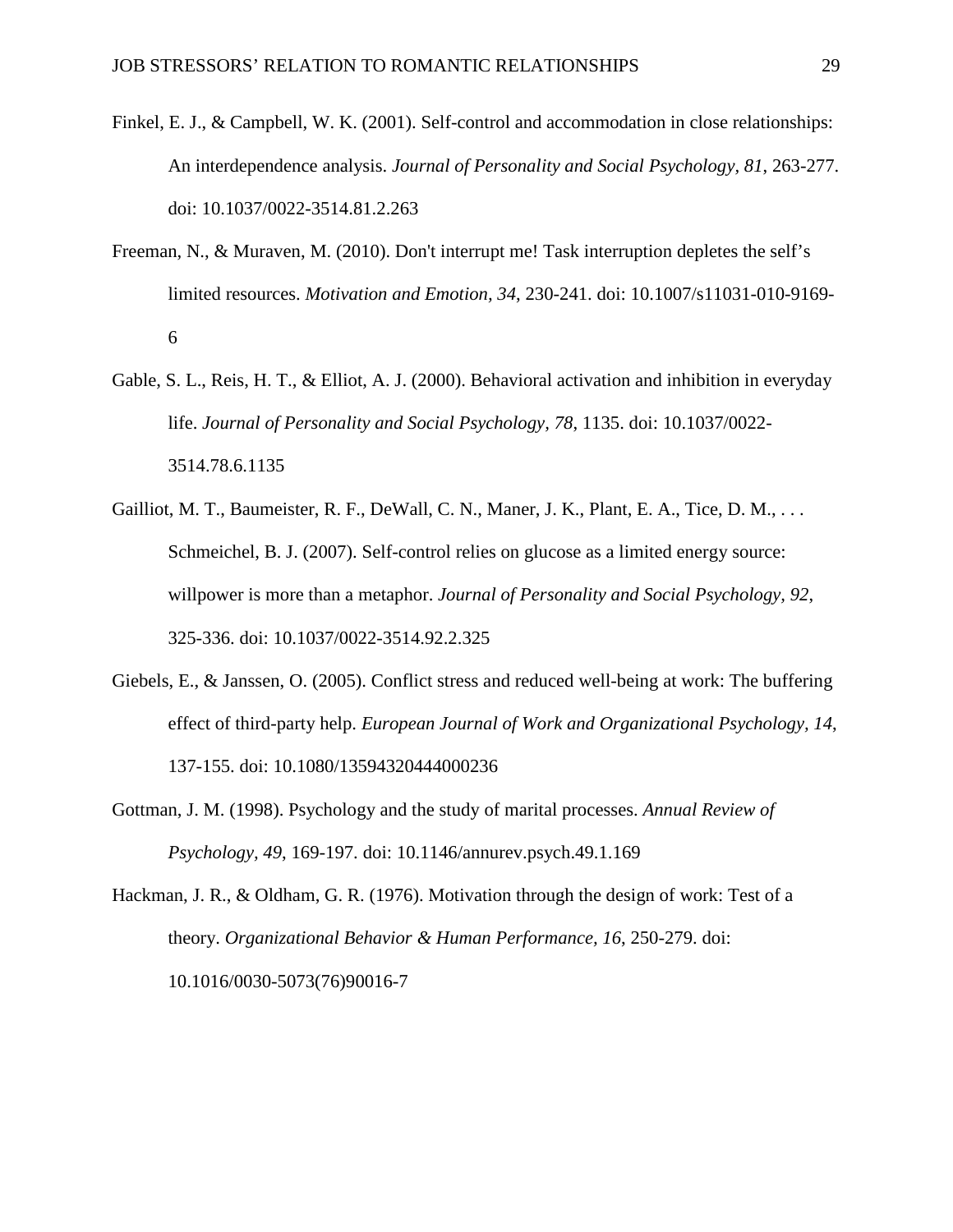Finkel, E. J., & Campbell, W. K. (2001). Self-control and accommodation in close relationships: An interdependence analysis. *Journal of Personality and Social Psychology, 81*, 263-277. doi: 10.1037/0022-3514.81.2.263

Freeman, N., & Muraven, M. (2010). Don't interrupt me! Task interruption depletes the self's limited resources. *Motivation and Emotion, 34*, 230-241. doi: 10.1007/s11031-010-9169-6

Gable, S. L., Reis, H. T., & Elliot, A. J. (2000). Behavioral activation and inhibition in everyday life. *Journal of Personality and Social Psychology, 78,* 1135. doi: 10.1037/0022-3514.78.6.1135

Gailliot, M. T., Baumeister, R. F., DeWall, C. N., Maner, J. K., Plant, E. A., Tice, D. M., . . . Schmeichel, B. J. (2007). Self-control relies on glucose as a limited energy source: willpower is more than a metaphor. *Journal of Personality and Social Psychology, 92*, 325-336. doi: 10.1037/0022-3514.92.2.325

Giebels, E., & Janssen, O. (2005). Conflict stress and reduced well-being at work: The buffering effect of third-party help. *European Journal of Work and Organizational Psychology, 14*, 137-155. doi: 10.1080/13594320444000236

Gottman, J. M. (1998). Psychology and the study of marital processes. *Annual Review of Psychology, 49*, 169-197. doi: 10.1146/annurev.psych.49.1.169

Hackman, J. R., & Oldham, G. R. (1976). Motivation through the design of work: Test of a theory. *Organizational Behavior & Human Performance, 16*, 250-279. doi: 10.1016/0030-5073(76)90016-7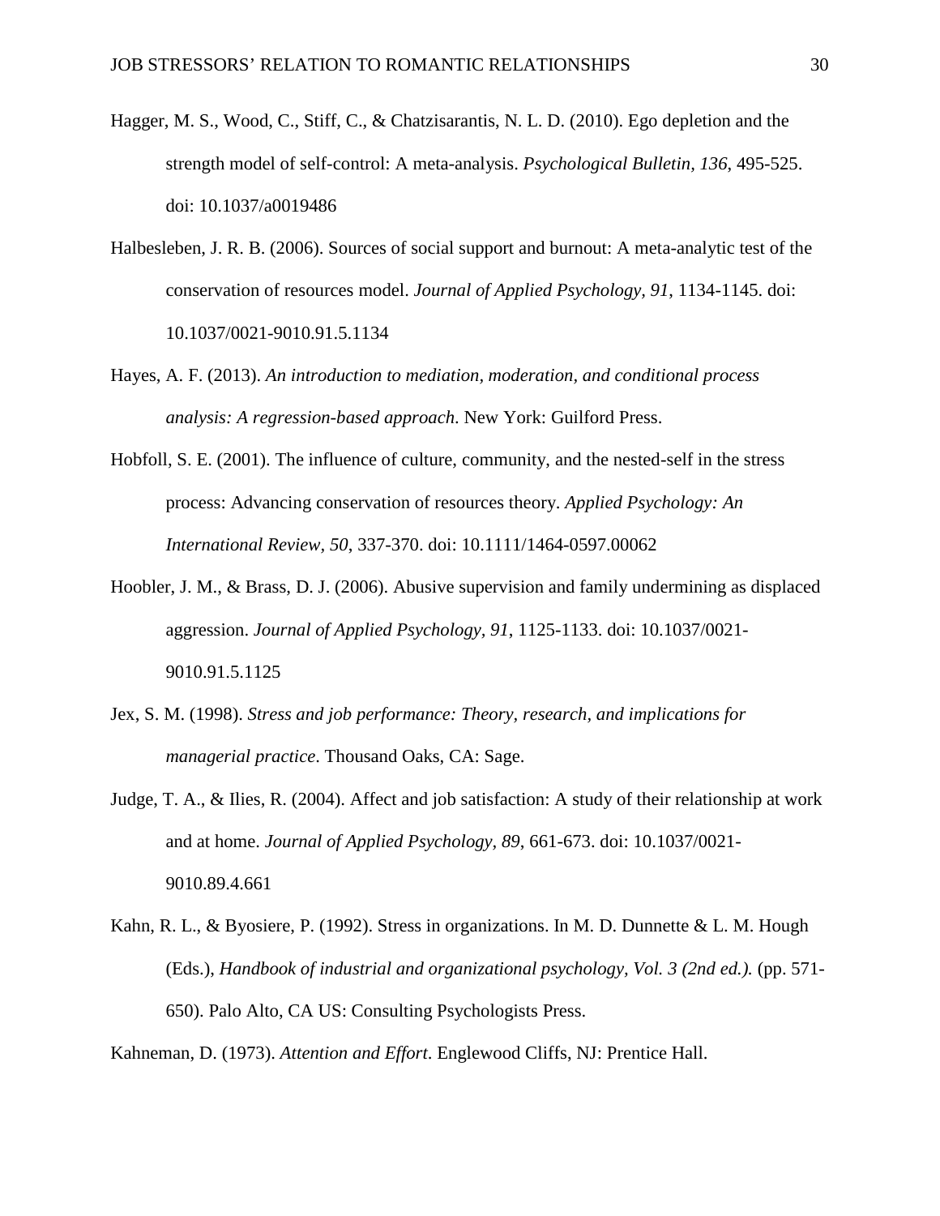Hagger, M. S., Wood, C., Stiff, C., & Chatzisarantis, N. L. D. (2010). Ego depletion and the strength model of self-control: A meta-analysis. *Psychological Bulletin*, *136*, 495-525. doi: 10.1037/a0019486

Halbesleben, J. R. B. (2006). Sources of social support and burnout: A meta-analytic test of the conservation of resources model. *Journal of Applied Psychology, 91*, 1134-1145. doi: 10.1037/0021-9010.91.5.1134

Hayes, A. F. (2013). *An introduction to mediation, moderation, and conditional process analysis: A regression-based approach*. New York: Guilford Press.

Hobfoll, S. E. (2001). The influence of culture, community, and the nested-self in the stress process: Advancing conservation of resources theory. *Applied Psychology: An International Review, 50*, 337-370. doi: 10.1111/1464-0597.00062

Hoobler, J. M., & Brass, D. J. (2006). Abusive supervision and family undermining as displaced aggression. *Journal of Applied Psychology, 91*, 1125-1133. doi: 10.1037/0021-9010.91.5.1125

Jex, S. M. (1998). *Stress and job performance: Theory, research, and implications for managerial practice*. Thousand Oaks, CA: Sage.

Judge, T. A., & Ilies, R. (2004). Affect and job satisfaction: A study of their relationship at work and at home. *Journal of Applied Psychology*, *89*, 661-673. doi: 10.1037/0021-9010.89.4.661

Kahn, R. L., & Byosiere, P. (1992). Stress in organizations. In M. D. Dunnette & L. M. Hough (Eds.), *Handbook of industrial and organizational psychology, Vol. 3 (2nd ed.).* (pp. 571-650). Palo Alto, CA US: Consulting Psychologists Press.

Kahneman, D. (1973). *Attention and Effort*. Englewood Cliffs, NJ: Prentice Hall.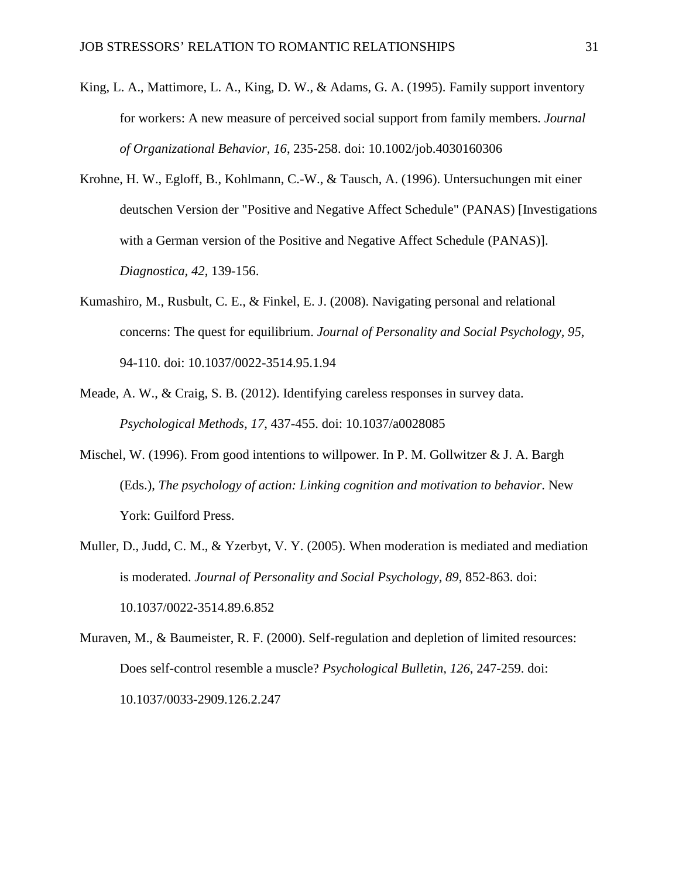King, L. A., Mattimore, L. A., King, D. W., & Adams, G. A. (1995). Family support inventory for workers: A new measure of perceived social support from family members. *Journal of Organizational Behavior, 16*, 235-258. doi: 10.1002/job.4030160306

Krohne, H. W., Egloff, B., Kohlmann, C.-W., & Tausch, A. (1996). Untersuchungen mit einer deutschen Version der "Positive and Negative Affect Schedule" (PANAS) [Investigations with a German version of the Positive and Negative Affect Schedule (PANAS)]. *Diagnostica, 42*, 139-156.

Kumashiro, M., Rusbult, C. E., & Finkel, E. J. (2008). Navigating personal and relational concerns: The quest for equilibrium. *Journal of Personality and Social Psychology, 95*, 94-110. doi: 10.1037/0022-3514.95.1.94

Meade, A. W., & Craig, S. B. (2012). Identifying careless responses in survey data. *Psychological Methods, 17*, 437-455. doi: 10.1037/a0028085

Mischel, W. (1996). From good intentions to willpower. In P. M. Gollwitzer & J. A. Bargh (Eds.), *The psychology of action: Linking cognition and motivation to behavior*. New York: Guilford Press.

Muller, D., Judd, C. M., & Yzerbyt, V. Y. (2005). When moderation is mediated and mediation is moderated. *Journal of Personality and Social Psychology, 89*, 852-863. doi: 10.1037/0022-3514.89.6.852

Muraven, M., & Baumeister, R. F. (2000). Self-regulation and depletion of limited resources: Does self-control resemble a muscle? *Psychological Bulletin, 126*, 247-259. doi: 10.1037/0033-2909.126.2.247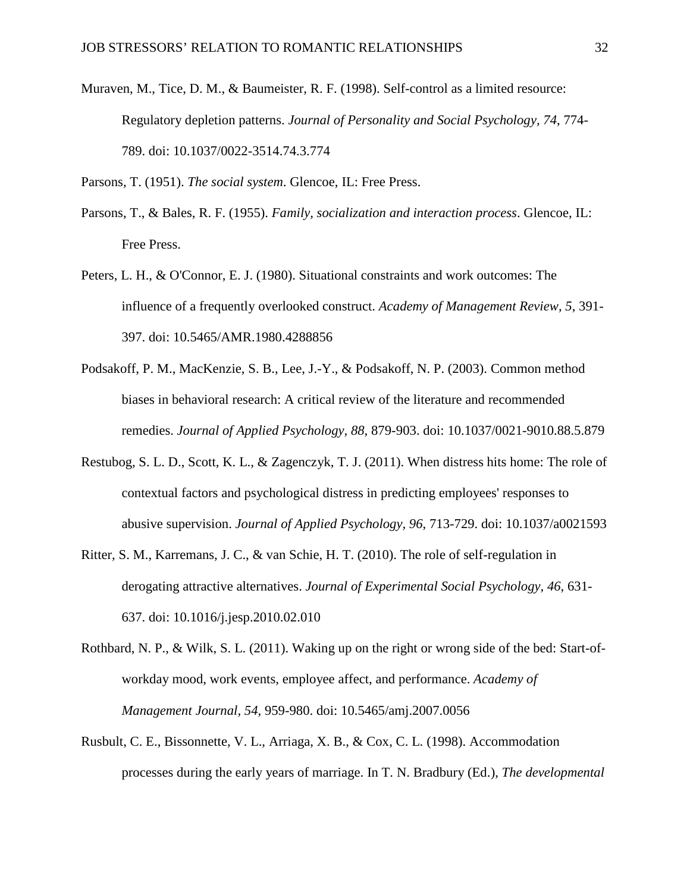Muraven, M., Tice, D. M., & Baumeister, R. F. (1998). Self-control as a limited resource: Regulatory depletion patterns. *Journal of Personality and Social Psychology, 74*, 774-789. doi: 10.1037/0022-3514.74.3.774

Parsons, T. (1951). *The social system*. Glencoe, IL: Free Press.

Parsons, T., & Bales, R. F. (1955). *Family, socialization and interaction process*. Glencoe, IL: Free Press.

Peters, L. H., & O'Connor, E. J. (1980). Situational constraints and work outcomes: The influence of a frequently overlooked construct. *Academy of Management Review, 5*, 391-397. doi: 10.5465/AMR.1980.4288856

Podsakoff, P. M., MacKenzie, S. B., Lee, J.-Y., & Podsakoff, N. P. (2003). Common method biases in behavioral research: A critical review of the literature and recommended remedies. *Journal of Applied Psychology, 88*, 879-903. doi: 10.1037/0021-9010.88.5.879

Restubog, S. L. D., Scott, K. L., & Zagenczyk, T. J. (2011). When distress hits home: The role of contextual factors and psychological distress in predicting employees' responses to abusive supervision. *Journal of Applied Psychology, 96*, 713-729. doi: 10.1037/a0021593

Ritter, S. M., Karremans, J. C., & van Schie, H. T. (2010). The role of self-regulation in derogating attractive alternatives. *Journal of Experimental Social Psychology, 46*, 631-637. doi: 10.1016/j.jesp.2010.02.010

Rothbard, N. P., & Wilk, S. L. (2011). Waking up on the right or wrong side of the bed: Start-of-workday mood, work events, employee affect, and performance. *Academy of Management Journal, 54*, 959-980. doi: 10.5465/amj.2007.0056

Rusbult, C. E., Bissonnette, V. L., Arriaga, X. B., & Cox, C. L. (1998). Accommodation processes during the early years of marriage. In T. N. Bradbury (Ed.), *The developmental*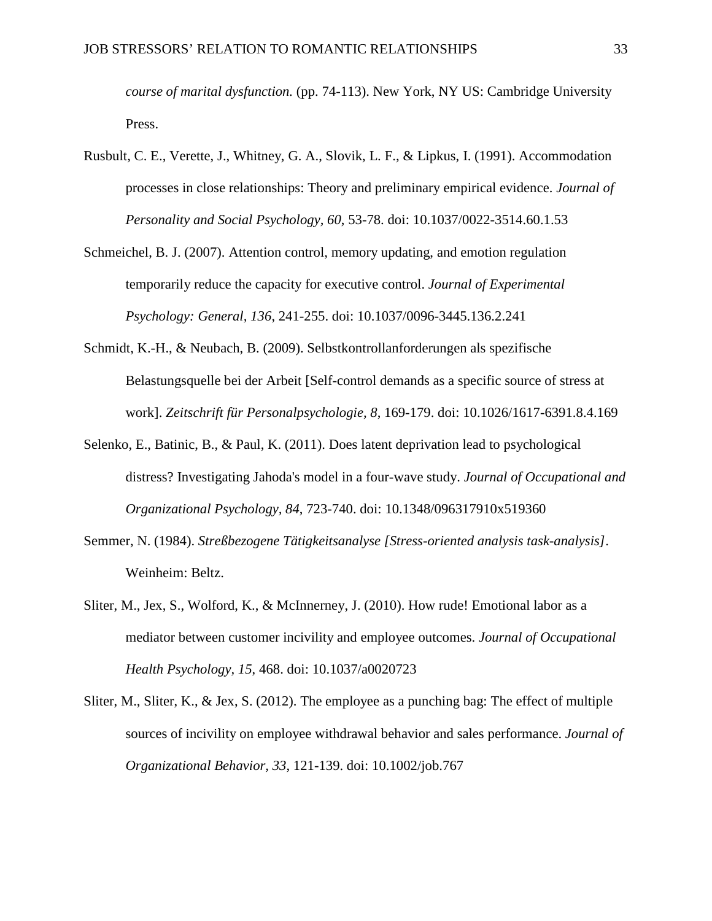*course of marital dysfunction.* (pp. 74-113). New York, NY US: Cambridge University Press.

Rusbult, C. E., Verette, J., Whitney, G. A., Slovik, L. F., & Lipkus, I. (1991). Accommodation processes in close relationships: Theory and preliminary empirical evidence. *Journal of Personality and Social Psychology, 60*, 53-78. doi: 10.1037/0022-3514.60.1.53

Schmeichel, B. J. (2007). Attention control, memory updating, and emotion regulation temporarily reduce the capacity for executive control. *Journal of Experimental Psychology: General, 136*, 241-255. doi: 10.1037/0096-3445.136.2.241

Schmidt, K.-H., & Neubach, B. (2009). Selbstkontrollanforderungen als spezifische Belastungsquelle bei der Arbeit [Self-control demands as a specific source of stress at work]. *Zeitschrift für Personalpsychologie, 8*, 169-179. doi: 10.1026/1617-6391.8.4.169

Selenko, E., Batinic, B., & Paul, K. (2011). Does latent deprivation lead to psychological distress? Investigating Jahoda's model in a four-wave study. *Journal of Occupational and Organizational Psychology, 84*, 723-740. doi: 10.1348/096317910x519360

Semmer, N. (1984). *Streßbezogene Tätigkeitsanalyse [Stress-oriented analysis task-analysis]*. Weinheim: Beltz.

Sliter, M., Jex, S., Wolford, K., & McInnerney, J. (2010). How rude! Emotional labor as a mediator between customer incivility and employee outcomes. *Journal of Occupational Health Psychology, 15*, 468. doi: 10.1037/a0020723

Sliter, M., Sliter, K., & Jex, S. (2012). The employee as a punching bag: The effect of multiple sources of incivility on employee withdrawal behavior and sales performance. *Journal of Organizational Behavior, 33*, 121-139. doi: 10.1002/job.767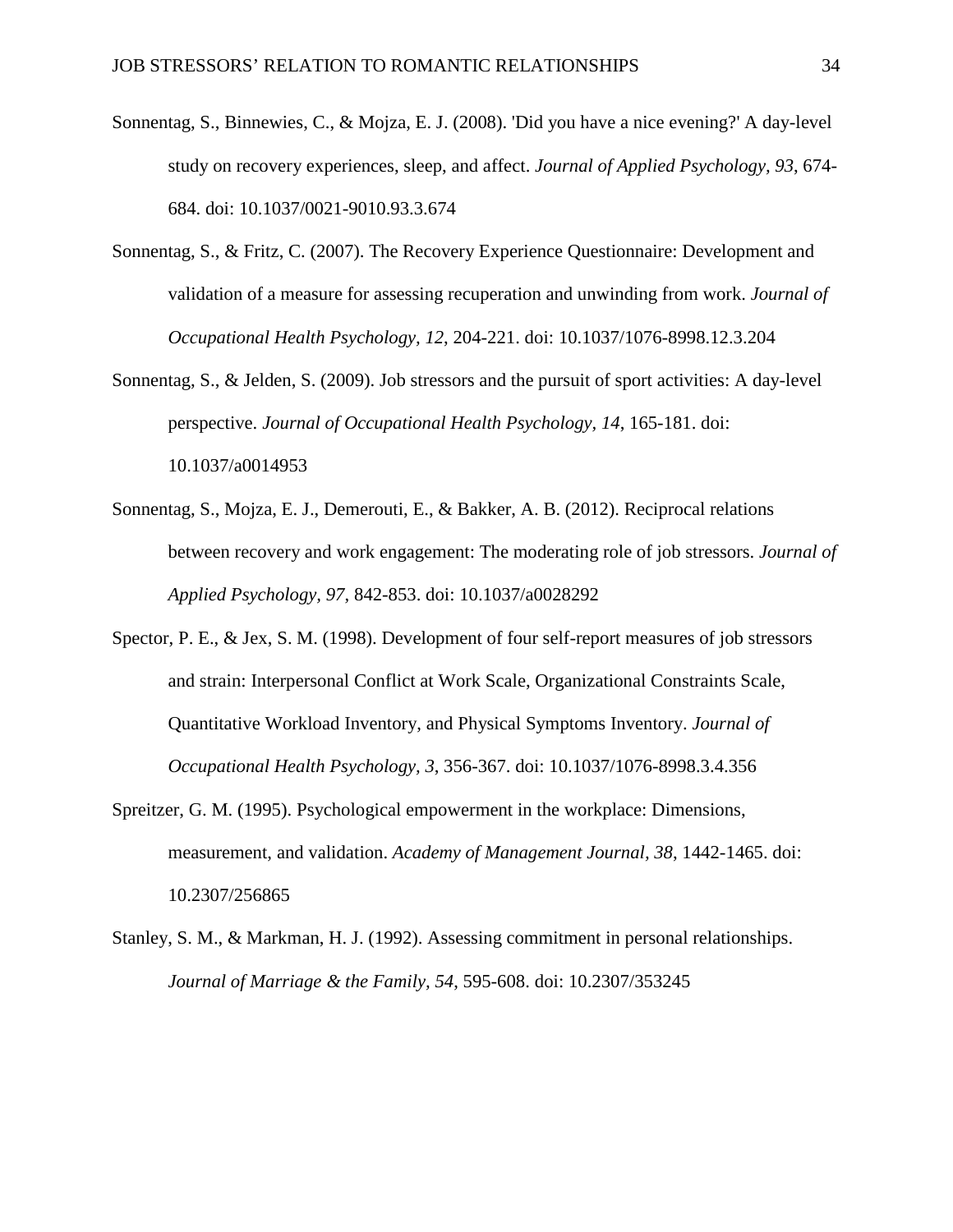Sonnentag, S., Binnewies, C., & Mojza, E. J. (2008). 'Did you have a nice evening?' A day-level study on recovery experiences, sleep, and affect. *Journal of Applied Psychology, 93*, 674-684. doi: 10.1037/0021-9010.93.3.674

Sonnentag, S., & Fritz, C. (2007). The Recovery Experience Questionnaire: Development and validation of a measure for assessing recuperation and unwinding from work. *Journal of Occupational Health Psychology, 12*, 204-221. doi: 10.1037/1076-8998.12.3.204

Sonnentag, S., & Jelden, S. (2009). Job stressors and the pursuit of sport activities: A day-level perspective. *Journal of Occupational Health Psychology, 14*, 165-181. doi: 10.1037/a0014953

Sonnentag, S., Mojza, E. J., Demerouti, E., & Bakker, A. B. (2012). Reciprocal relations between recovery and work engagement: The moderating role of job stressors. *Journal of Applied Psychology, 97*, 842-853. doi: 10.1037/a0028292

Spector, P. E., & Jex, S. M. (1998). Development of four self-report measures of job stressors and strain: Interpersonal Conflict at Work Scale, Organizational Constraints Scale, Quantitative Workload Inventory, and Physical Symptoms Inventory. *Journal of Occupational Health Psychology, 3*, 356-367. doi: 10.1037/1076-8998.3.4.356

Spreitzer, G. M. (1995). Psychological empowerment in the workplace: Dimensions, measurement, and validation. *Academy of Management Journal, 38*, 1442-1465. doi: 10.2307/256865

Stanley, S. M., & Markman, H. J. (1992). Assessing commitment in personal relationships. *Journal of Marriage & the Family, 54*, 595-608. doi: 10.2307/353245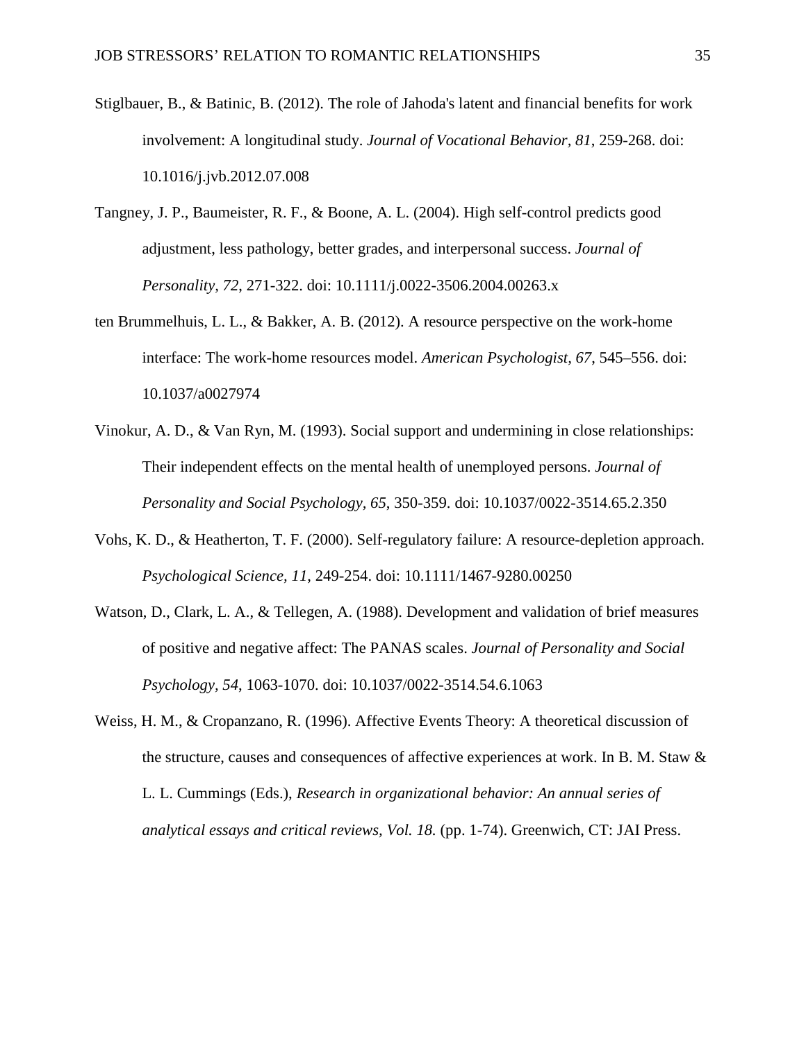Stiglbauer, B., & Batinic, B. (2012). The role of Jahoda's latent and financial benefits for work involvement: A longitudinal study. *Journal of Vocational Behavior, 81*, 259-268. doi: 10.1016/j.jvb.2012.07.008

Tangney, J. P., Baumeister, R. F., & Boone, A. L. (2004). High self-control predicts good adjustment, less pathology, better grades, and interpersonal success. *Journal of Personality, 72*, 271-322. doi: 10.1111/j.0022-3506.2004.00263.x

ten Brummelhuis, L. L., & Bakker, A. B. (2012). A resource perspective on the work-home interface: The work-home resources model. *American Psychologist, 67*, 545–556. doi: 10.1037/a0027974

Vinokur, A. D., & Van Ryn, M. (1993). Social support and undermining in close relationships: Their independent effects on the mental health of unemployed persons. *Journal of Personality and Social Psychology, 65*, 350-359. doi: 10.1037/0022-3514.65.2.350

Vohs, K. D., & Heatherton, T. F. (2000). Self-regulatory failure: A resource-depletion approach. *Psychological Science, 11*, 249-254. doi: 10.1111/1467-9280.00250

Watson, D., Clark, L. A., & Tellegen, A. (1988). Development and validation of brief measures of positive and negative affect: The PANAS scales. *Journal of Personality and Social Psychology, 54*, 1063-1070. doi: 10.1037/0022-3514.54.6.1063

Weiss, H. M., & Cropanzano, R. (1996). Affective Events Theory: A theoretical discussion of the structure, causes and consequences of affective experiences at work. In B. M. Staw & L. L. Cummings (Eds.), *Research in organizational behavior: An annual series of analytical essays and critical reviews, Vol. 18.* (pp. 1-74). Greenwich, CT: JAI Press.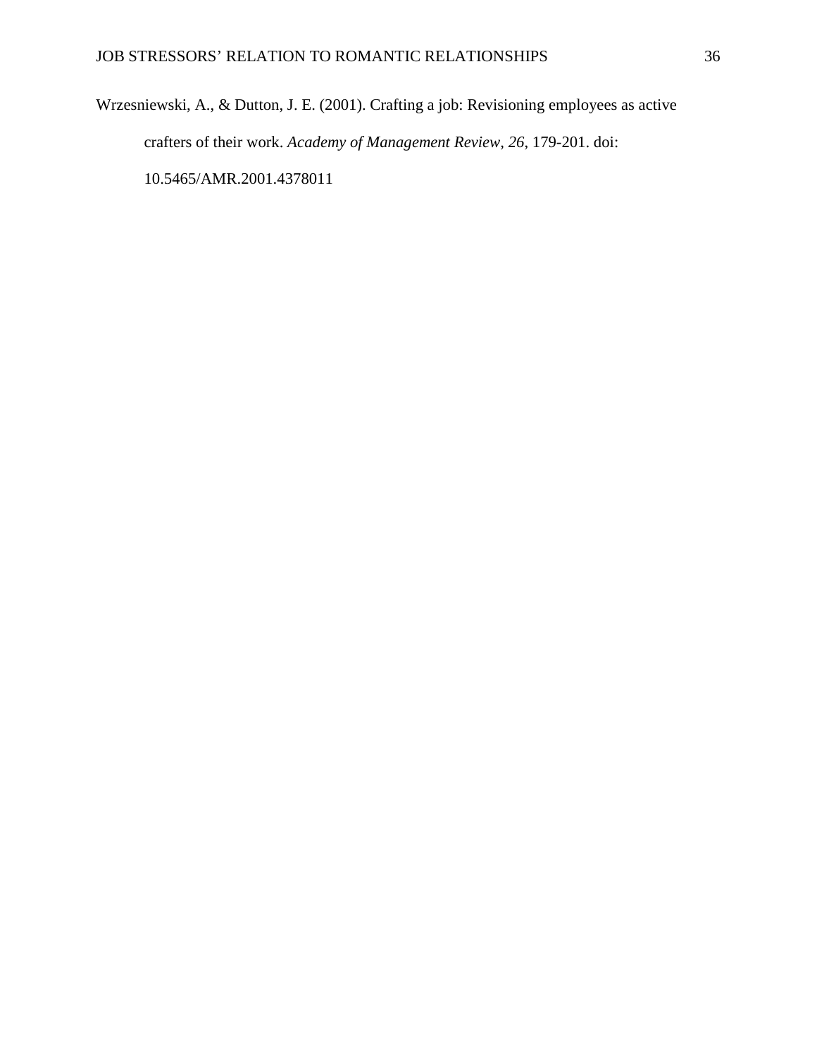Wrzesniewski, A., & Dutton, J. E. (2001). Crafting a job: Revisioning employees as active crafters of their work. *Academy of Management Review, 26*, 179-201. doi: 10.5465/AMR.2001.4378011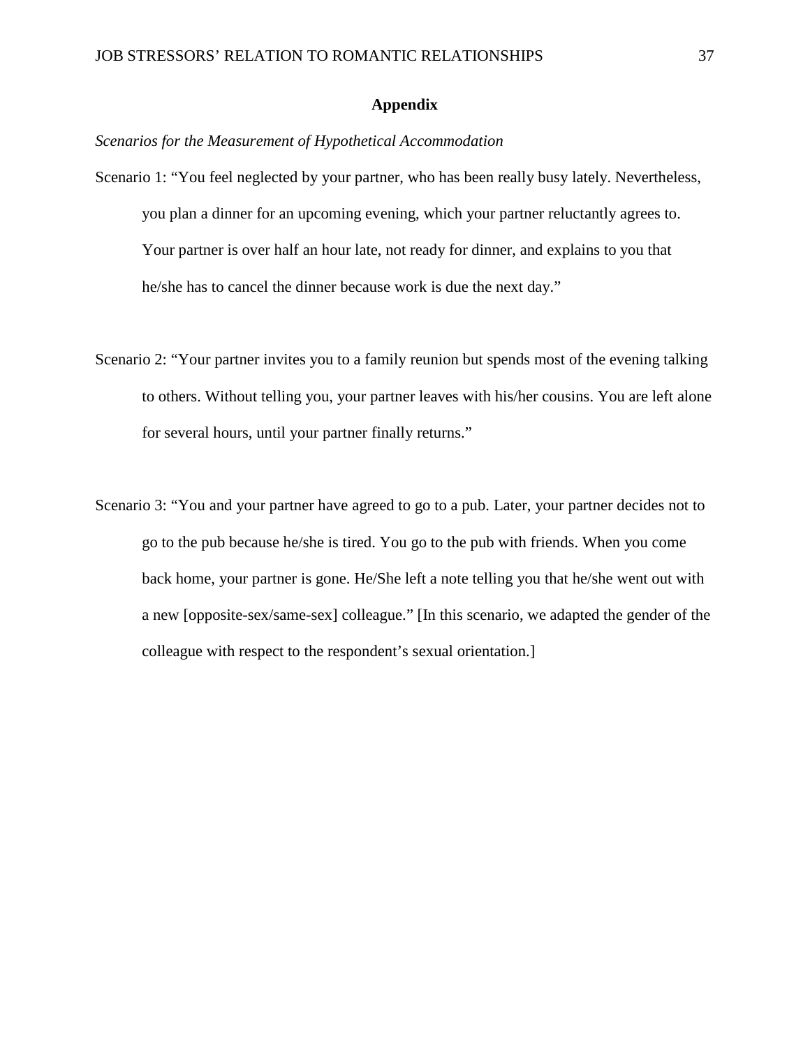# Appendix

*Scenarios for the Measurement of Hypothetical Accommodation*

Scenario 1: "You feel neglected by your partner, who has been really busy lately. Nevertheless, you plan a dinner for an upcoming evening, which your partner reluctantly agrees to. Your partner is over half an hour late, not ready for dinner, and explains to you that he/she has to cancel the dinner because work is due the next day."

Scenario 2: "Your partner invites you to a family reunion but spends most of the evening talking to others. Without telling you, your partner leaves with his/her cousins. You are left alone for several hours, until your partner finally returns."

Scenario 3: "You and your partner have agreed to go to a pub. Later, your partner decides not to go to the pub because he/she is tired. You go to the pub with friends. When you come back home, your partner is gone. He/She left a note telling you that he/she went out with a new [opposite-sex/same-sex] colleague." [In this scenario, we adapted the gender of the colleague with respect to the respondent's sexual orientation.]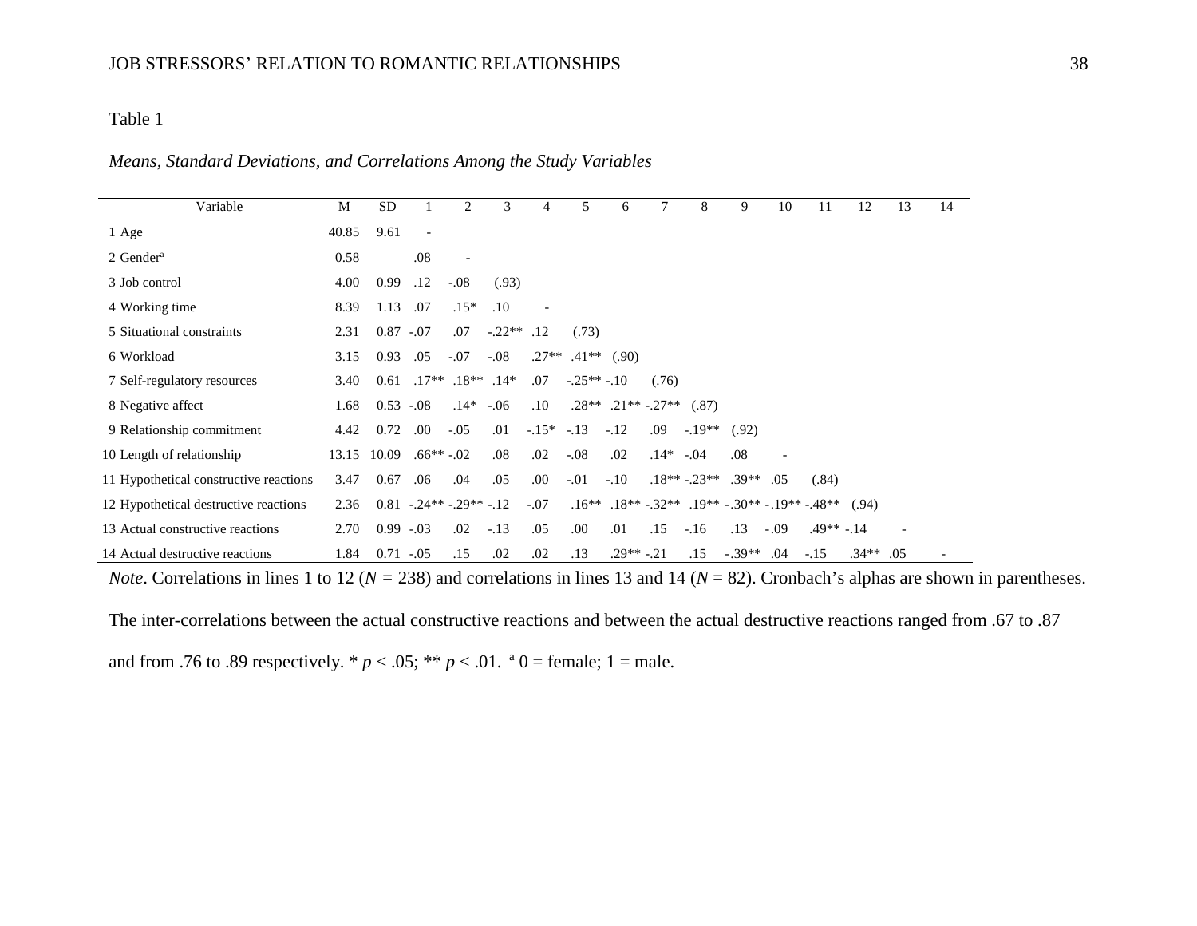Table 1

*Means, Standard Deviations, and Correlations Among the Study Variables*

| Variable | M | SD | 1 | 2 | 3 | 4 | 5 | 6 | 7 | 8 | 9 | 10 | 11 | 12 | 13 | 14 |
|---|---|---|---|---|---|---|---|---|---|---|---|---|---|---|---|---|
| 1 Age | 40.85 | 9.61 | - | | | | | | | | | | | | | |
| 2 Gender[a] | 0.58 | | .08 | - | | | | | | | | | | | | |
| 3 Job control | 4.00 | 0.99 | .12 | -.08 | (.93) | | | | | | | | | | | |
| 4 Working time | 8.39 | 1.13 | .07 | .15* | .10 | - | | | | | | | | | | |
| 5 Situational constraints | 2.31 | 0.87 | -.07 | .07 | -.22** | .12 | (.73) | | | | | | | | | |
| 6 Workload | 3.15 | 0.93 | .05 | -.07 | -.08 | .27** | .41** | (.90) | | | | | | | | |
| 7 Self-regulatory resources | 3.40 | 0.61 | .17** | .18** | .14* | .07 | -.25** | -.10 | (.76) | | | | | | | |
| 8 Negative affect | 1.68 | 0.53 | -.08 | .14* | -.06 | .10 | .28** | .21** | -.27** | (.87) | | | | | | |
| 9 Relationship commitment | 4.42 | 0.72 | .00 | -.05 | .01 | -.15* | -.13 | -.12 | .09 | -.19** | (.92) | | | | | |
| 10 Length of relationship | 13.15 | 10.09 | .66** | -.02 | .08 | .02 | -.08 | .02 | .14* | -.04 | .08 | - | | | | |
| 11 Hypothetical constructive reactions | 3.47 | 0.67 | .06 | .04 | .05 | .00 | -.01 | -.10 | .18** | -.23** | .39** | .05 | (.84) | | | |
| 12 Hypothetical destructive reactions | 2.36 | 0.81 | -.24** | -.29** | -.12 | -.07 | .16** | .18** | -.32** | .19** | -.30** | -.19** | -.48** | (.94) | | |
| 13 Actual constructive reactions | 2.70 | 0.99 | -.03 | .02 | -.13 | .05 | .00 | .01 | .15 | -.16 | .13 | -.09 | .49** | -.14 | - | |
| 14 Actual destructive reactions | 1.84 | 0.71 | -.05 | .15 | .02 | .02 | .13 | .29** | -.21 | .15 | -.39** | .04 | -.15 | .34** | .05 | - |

*Note*. Correlations in lines 1 to 12 ($N = 238$) and correlations in lines 13 and 14 ($N = 82$). Cronbach's alphas are shown in parentheses. The inter-correlations between the actual constructive reactions and between the actual destructive reactions ranged from .67 to .87 and from .76 to .89 respectively. * $p < .05$; ** $p < .01$. [a] 0 = female; 1 = male.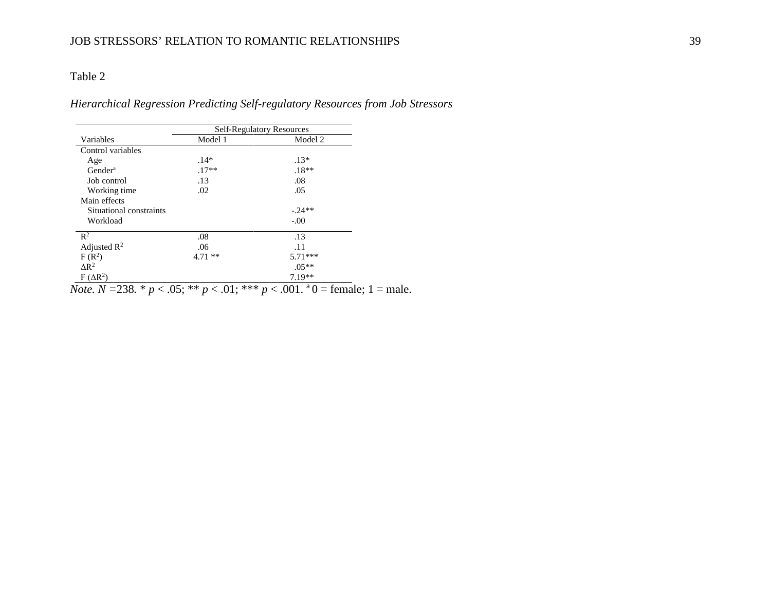Table 2

*Hierarchical Regression Predicting Self-regulatory Resources from Job Stressors*

| | Self-Regulatory Resources | |
|---|---|---|
| Variables | Model 1 | Model 2 |
| Control variables | | |
| Age | .14* | .13* |
| Gender[a] | .17** | .18** |
| Job control | .13 | .08 |
| Working time | .02 | .05 |
| Main effects | | |
| Situational constraints | | -.24** |
| Workload | | -.00 |
| $R^2$ | .08 | .13 |
| Adjusted $R^2$ | .06 | .11 |
| $F (R^2)$ | 4.71 ** | 5.71*** |
| $\Delta R^2$ | | .05** |
| $F (\Delta R^2)$ | | 7.19** |

*Note. N* =238*.* * $p < .05$; ** $p < .01$; *** $p < .001$. [a] 0 = female; 1 = male.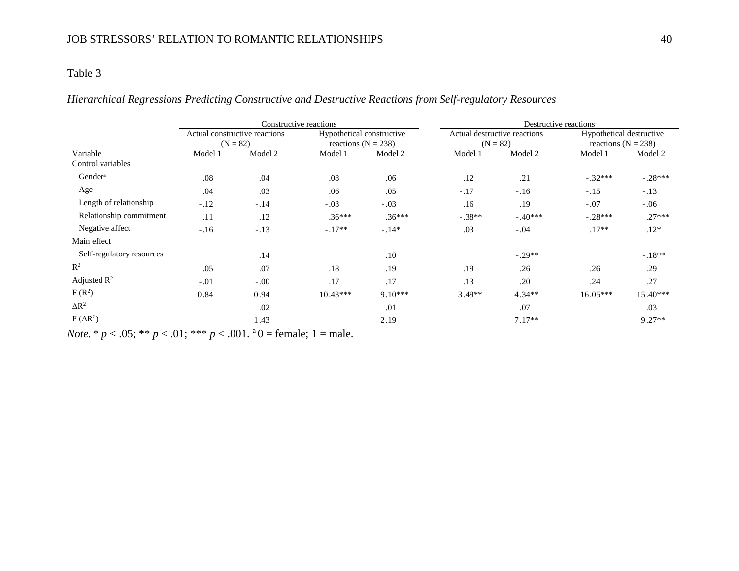Table 3

*Hierarchical Regressions Predicting Constructive and Destructive Reactions from Self-regulatory Resources*

| | Constructive reactions | | | | Destructive reactions | | | |
|---|---|---|---|---|---|---|---|---|
| | Actual constructive reactions (N = 82) | | Hypothetical constructive reactions (N = 238) | | Actual destructive reactions (N = 82) | | Hypothetical destructive reactions (N = 238) | |
| Variable | Model 1 | Model 2 | Model 1 | Model 2 | Model 1 | Model 2 | Model 1 | Model 2 |
| Control variables | | | | | | | | |
| Gender[a] | .08 | .04 | .08 | .06 | .12 | .21 | -.32*** | -.28*** |
| Age | .04 | .03 | .06 | .05 | -.17 | -.16 | -.15 | -.13 |
| Length of relationship | -.12 | -.14 | -.03 | -.03 | .16 | .19 | -.07 | -.06 |
| Relationship commitment | .11 | .12 | .36*** | .36*** | -.38** | -.40*** | -.28*** | .27*** |
| Negative affect | -.16 | -.13 | -.17** | -.14* | .03 | -.04 | .17** | .12* |
| Main effect | | | | | | | | |
| Self-regulatory resources | | .14 | | .10 | | -.29** | | -.18** |
| $R^2$ | .05 | .07 | .18 | .19 | .19 | .26 | .26 | .29 |
| Adjusted $R^2$ | -.01 | -.00 | .17 | .17 | .13 | .20 | .24 | .27 |
| $F$ ($R^2$) | 0.84 | 0.94 | 10.43*** | 9.10*** | 3.49** | 4.34** | 16.05*** | 15.40*** |
| $\Delta R^2$ | | .02 | | .01 | | .07 | | .03 |
| $F$ ($\Delta R^2$) | | 1.43 | | 2.19 | | 7.17** | | 9.27** |

*Note.* * $p < .05$; ** $p < .01$; *** $p < .001$. [a] 0 = female; 1 = male.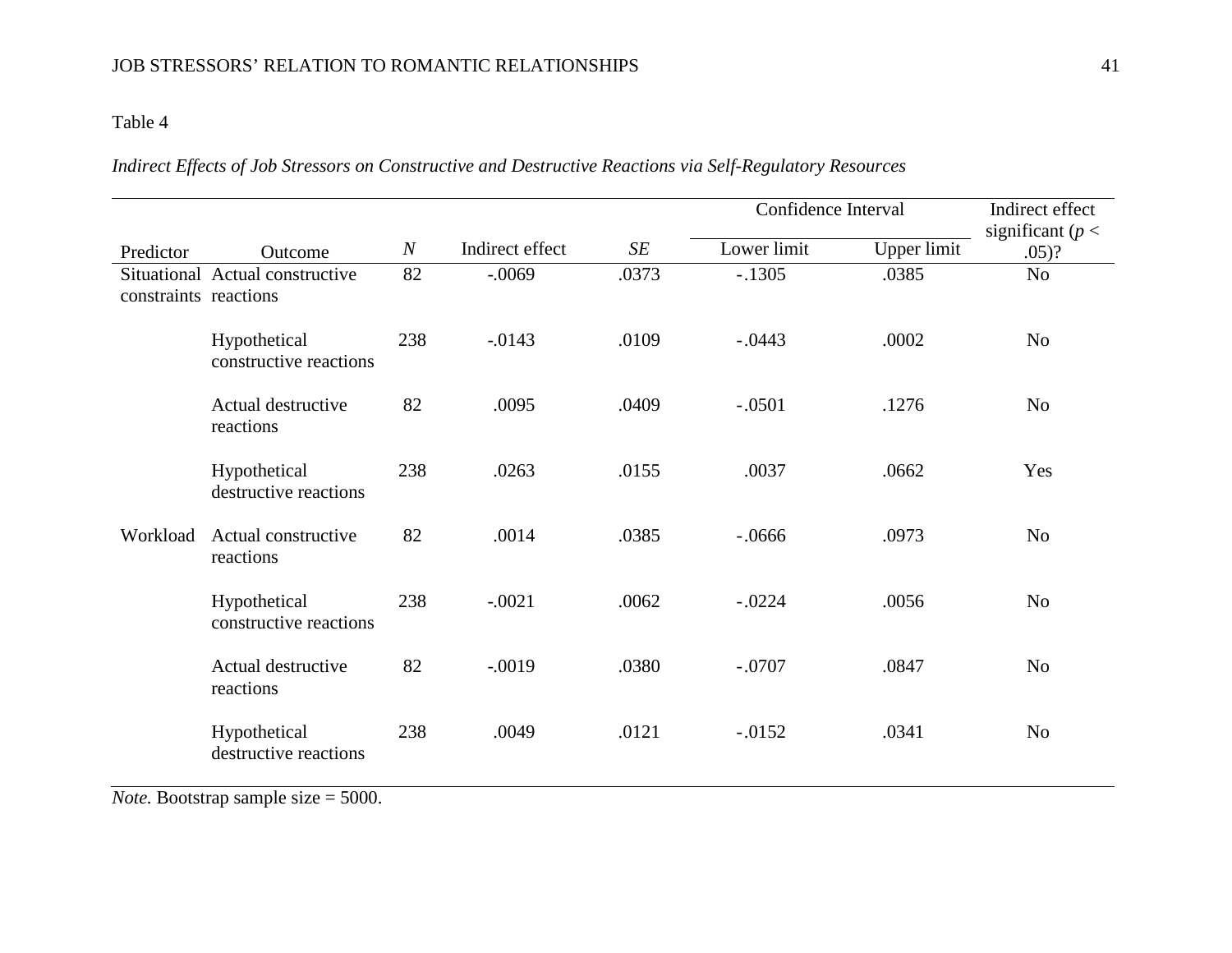Table 4

*Indirect Effects of Job Stressors on Constructive and Destructive Reactions via Self-Regulatory Resources*

| Predictor | Outcome | *N* | Indirect effect | *SE* | Confidence Interval | | Indirect effect significant ($p < .05$)? |
|---|---|---|---|---|---|---|---|
| | | | | | Lower limit | Upper limit | |
| Situational constraints | Actual constructive reactions | 82 | -.0069 | .0373 | -.1305 | .0385 | No |
| | Hypothetical constructive reactions | 238 | -.0143 | .0109 | -.0443 | .0002 | No |
| | Actual destructive reactions | 82 | .0095 | .0409 | -.0501 | .1276 | No |
| | Hypothetical destructive reactions | 238 | .0263 | .0155 | .0037 | .0662 | Yes |
| Workload | Actual constructive reactions | 82 | .0014 | .0385 | -.0666 | .0973 | No |
| | Hypothetical constructive reactions | 238 | -.0021 | .0062 | -.0224 | .0056 | No |
| | Actual destructive reactions | 82 | -.0019 | .0380 | -.0707 | .0847 | No |
| | Hypothetical destructive reactions | 238 | .0049 | .0121 | -.0152 | .0341 | No |

*Note.* Bootstrap sample size = 5000.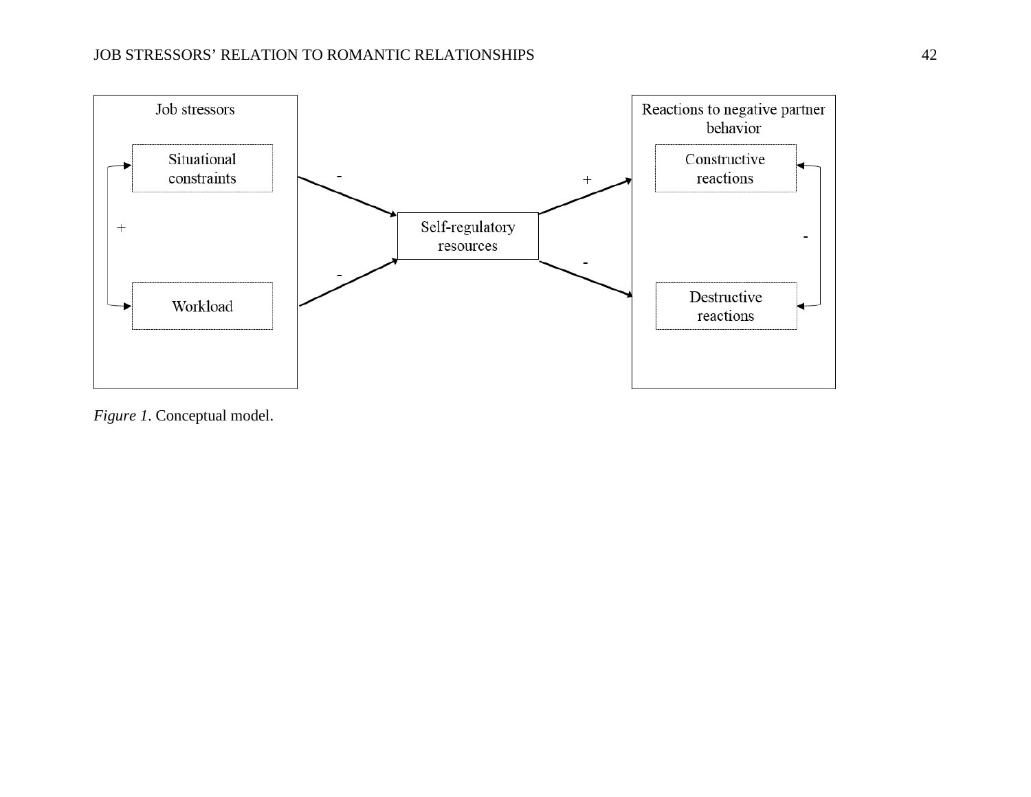Job stressors

Situational constraints

Workload

+

-

-

Self-regulatory resources

+

-

Reactions to negative partner behavior

Constructive reactions

Destructive reactions

-

*Figure 1*. Conceptual model.